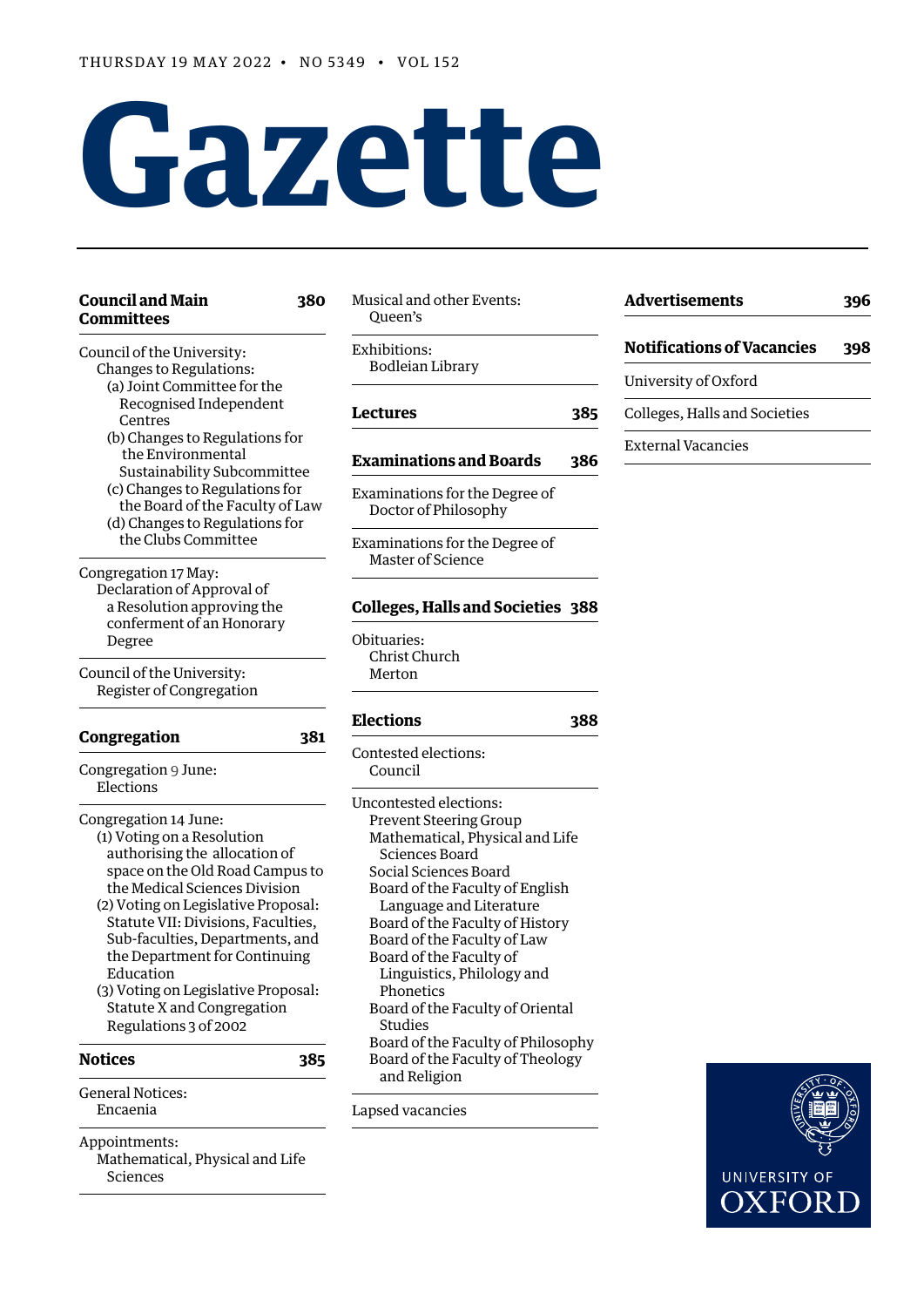THURSDAY 19 MAY 2022 • NO 5349 • VOL 152

# Gazette

**Council and Main Committees** 380

Council of the University:
Changes to Regulations:
(a) Joint Committee for the Recognised Independent Centres
(b) Changes to Regulations for the Environmental Sustainability Subcommittee
(c) Changes to Regulations for the Board of the Faculty of Law
(d) Changes to Regulations for the Clubs Committee

Congregation 17 May:
Declaration of Approval of a Resolution approving the conferment of an Honorary Degree

Council of the University:
Register of Congregation

**Congregation** 381

Congregation 9 June:
Elections

Congregation 14 June:
(1) Voting on a Resolution authorising the allocation of space on the Old Road Campus to the Medical Sciences Division
(2) Voting on Legislative Proposal: Statute VII: Divisions, Faculties, Sub-faculties, Departments, and the Department for Continuing Education
(3) Voting on Legislative Proposal: Statute X and Congregation Regulations 3 of 2002

**Notices** 385

General Notices:
Encaenia

Appointments:
Mathematical, Physical and Life Sciences

Musical and other Events:
Queen's

Exhibitions:
Bodleian Library

**Lectures** 385

**Examinations and Boards** 386

Examinations for the Degree of Doctor of Philosophy

Examinations for the Degree of Master of Science

**Colleges, Halls and Societies** 388

Obituaries:
Christ Church
Merton

**Elections** 388

Contested elections:
Council

Uncontested elections:
Prevent Steering Group
Mathematical, Physical and Life Sciences Board
Social Sciences Board
Board of the Faculty of English Language and Literature
Board of the Faculty of History
Board of the Faculty of Law
Board of the Faculty of Linguistics, Philology and Phonetics
Board of the Faculty of Oriental Studies
Board of the Faculty of Philosophy
Board of the Faculty of Theology and Religion

Lapsed vacancies

**Advertisements** 396

**Notifications of Vacancies** 398

University of Oxford

Colleges, Halls and Societies

External Vacancies

UNIVERSITY OF OXFORD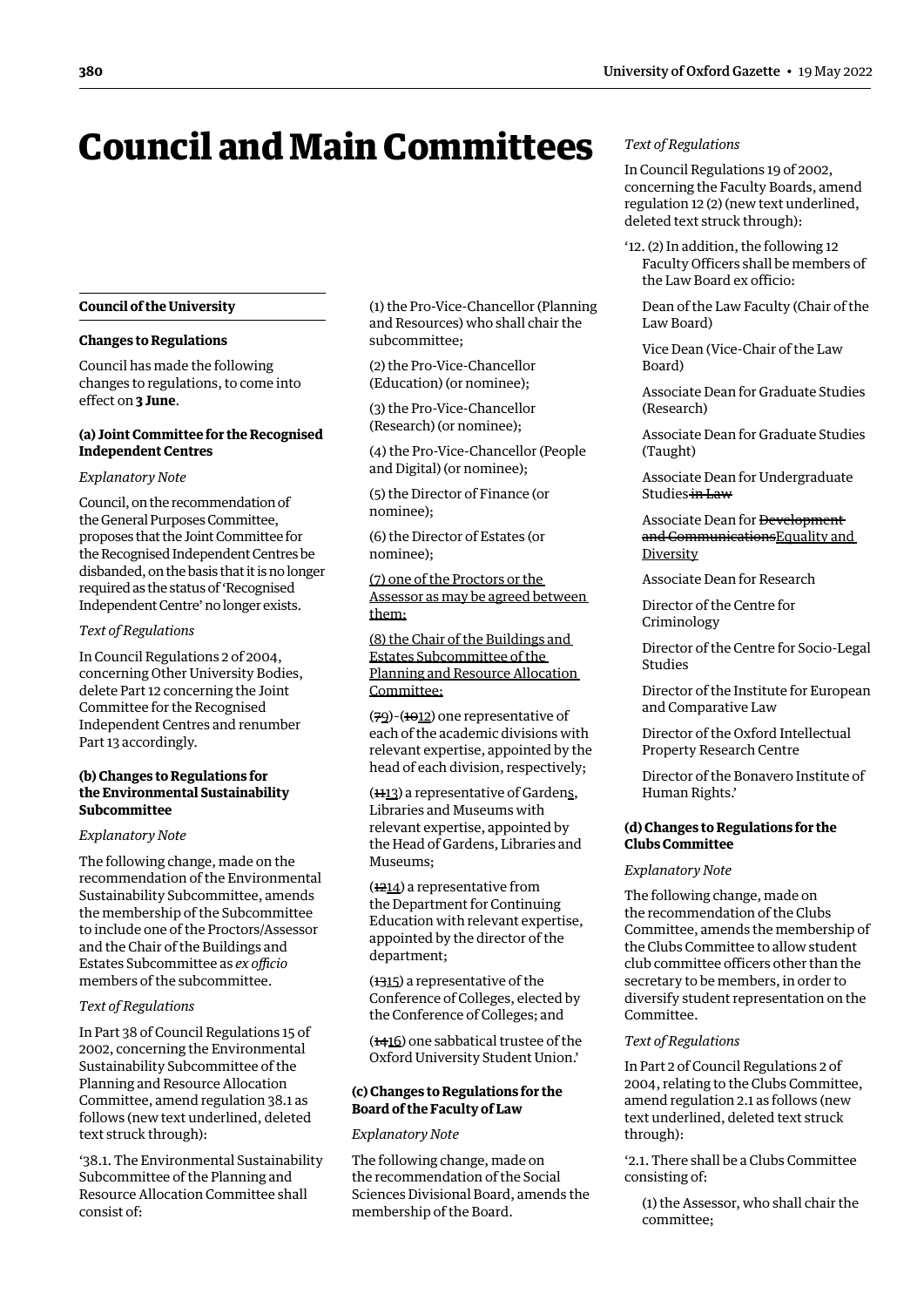# Council and Main Committees

## Council of the University

### Changes to Regulations

Council has made the following changes to regulations, to come into effect on **3 June**.

#### (a) Joint Committee for the Recognised Independent Centres

*Explanatory Note*

Council, on the recommendation of the General Purposes Committee, proposes that the Joint Committee for the Recognised Independent Centres be disbanded, on the basis that it is no longer required as the status of 'Recognised Independent Centre' no longer exists.

*Text of Regulations*

In Council Regulations 2 of 2004, concerning Other University Bodies, delete Part 12 concerning the Joint Committee for the Recognised Independent Centres and renumber Part 13 accordingly.

#### (b) Changes to Regulations for the Environmental Sustainability Subcommittee

*Explanatory Note*

The following change, made on the recommendation of the Environmental Sustainability Subcommittee, amends the membership of the Subcommittee to include one of the Proctors/Assessor and the Chair of the Buildings and Estates Subcommittee as *ex officio* members of the subcommittee.

*Text of Regulations*

In Part 38 of Council Regulations 15 of 2002, concerning the Environmental Sustainability Subcommittee of the Planning and Resource Allocation Committee, amend regulation 38.1 as follows (new text underlined, deleted text struck through):

'38.1. The Environmental Sustainability Subcommittee of the Planning and Resource Allocation Committee shall consist of:

(1) the Pro-Vice-Chancellor (Planning and Resources) who shall chair the subcommittee;

(2) the Pro-Vice-Chancellor (Education) (or nominee);

(3) the Pro-Vice-Chancellor (Research) (or nominee);

(4) the Pro-Vice-Chancellor (People and Digital) (or nominee);

(5) the Director of Finance (or nominee);

(6) the Director of Estates (or nominee);

<u>(7) one of the Proctors or the Assessor as may be agreed between them;</u>

<u>(8) the Chair of the Buildings and Estates Subcommittee of the Planning and Resource Allocation Committee;</u>

(~~7~~<u>9</u>)–(~~10~~<u>12</u>) one representative of each of the academic divisions with relevant expertise, appointed by the head of each division, respectively;

(~~11~~<u>13</u>) a representative of Garden<u>s</u>, Libraries and Museums with relevant expertise, appointed by the Head of Gardens, Libraries and Museums;

(~~12~~<u>14</u>) a representative from the Department for Continuing Education with relevant expertise, appointed by the director of the department;

(~~13~~<u>15</u>) a representative of the Conference of Colleges, elected by the Conference of Colleges; and

(~~14~~<u>16</u>) one sabbatical trustee of the Oxford University Student Union.'

#### (c) Changes to Regulations for the Board of the Faculty of Law

*Explanatory Note*

The following change, made on the recommendation of the Social Sciences Divisional Board, amends the membership of the Board.

*Text of Regulations*

In Council Regulations 19 of 2002, concerning the Faculty Boards, amend regulation 12 (2) (new text underlined, deleted text struck through):

'12. (2) In addition, the following 12 Faculty Officers shall be members of the Law Board ex officio:

Dean of the Law Faculty (Chair of the Law Board)

Vice Dean (Vice-Chair of the Law Board)

Associate Dean for Graduate Studies (Research)

Associate Dean for Graduate Studies (Taught)

Associate Dean for Undergraduate Studies ~~in Law~~

Associate Dean for ~~Development and Communications~~<u>Equality and Diversity</u>

Associate Dean for Research

Director of the Centre for Criminology

Director of the Centre for Socio-Legal Studies

Director of the Institute for European and Comparative Law

Director of the Oxford Intellectual Property Research Centre

Director of the Bonavero Institute of Human Rights.'

#### (d) Changes to Regulations for the Clubs Committee

*Explanatory Note*

The following change, made on the recommendation of the Clubs Committee, amends the membership of the Clubs Committee to allow student club committee officers other than the secretary to be members, in order to diversify student representation on the Committee.

*Text of Regulations*

In Part 2 of Council Regulations 2 of 2004, relating to the Clubs Committee, amend regulation 2.1 as follows (new text underlined, deleted text struck through):

'2.1. There shall be a Clubs Committee consisting of:

(1) the Assessor, who shall chair the committee;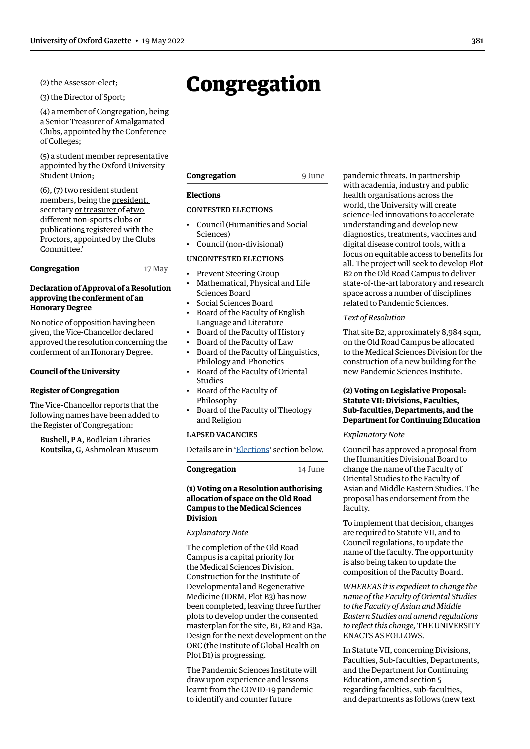(2) the Assessor-elect;

(3) the Director of Sport;

(4) a member of Congregation, being a Senior Treasurer of Amalgamated Clubs, appointed by the Conference of Colleges;

(5) a student member representative appointed by the Oxford University Student Union;

(6), (7) two resident student members, being the president, secretary or treasurer of ~~a~~two different non-sports clubs or publications registered with the Proctors, appointed by the Clubs Committee.'

**Congregation** 17 May

**Declaration of Approval of a Resolution approving the conferment of an Honorary Degree**

No notice of opposition having been given, the Vice-Chancellor declared approved the resolution concerning the conferment of an Honorary Degree.

**Council of the University**

**Register of Congregation**

The Vice-Chancellor reports that the following names have been added to the Register of Congregation:

**Bushell**, **P A**, Bodleian Libraries
**Koutsika**, **G**, Ashmolean Museum

# Congregation

**Congregation** 9 June

**Elections**

CONTESTED ELECTIONS

- Council (Humanities and Social Sciences)
- Council (non-divisional)

UNCONTESTED ELECTIONS

- Prevent Steering Group
- Mathematical, Physical and Life Sciences Board
- Social Sciences Board
- Board of the Faculty of English Language and Literature
- Board of the Faculty of History
- Board of the Faculty of Law
- Board of the Faculty of Linguistics, Philology and Phonetics
- Board of the Faculty of Oriental Studies
- Board of the Faculty of Philosophy
- Board of the Faculty of Theology and Religion

LAPSED VACANCIES

Details are in 'Elections' section below.

**Congregation** 14 June

**(1) Voting on a Resolution authorising allocation of space on the Old Road Campus to the Medical Sciences Division**

*Explanatory Note*

The completion of the Old Road Campus is a capital priority for the Medical Sciences Division. Construction for the Institute of Developmental and Regenerative Medicine (IDRM, Plot B3) has now been completed, leaving three further plots to develop under the consented masterplan for the site, B1, B2 and B3a. Design for the next development on the ORC (the Institute of Global Health on Plot B1) is progressing.

The Pandemic Sciences Institute will draw upon experience and lessons learnt from the COVID-19 pandemic to identify and counter future pandemic threats. In partnership with academia, industry and public health organisations across the world, the University will create science-led innovations to accelerate understanding and develop new diagnostics, treatments, vaccines and digital disease control tools, with a focus on equitable access to benefits for all. The project will seek to develop Plot B2 on the Old Road Campus to deliver state-of-the-art laboratory and research space across a number of disciplines related to Pandemic Sciences.

*Text of Resolution*

That site B2, approximately 8,984 sqm, on the Old Road Campus be allocated to the Medical Sciences Division for the construction of a new building for the new Pandemic Sciences Institute.

**(2) Voting on Legislative Proposal: Statute VII: Divisions, Faculties, Sub-faculties, Departments, and the Department for Continuing Education**

*Explanatory Note*

Council has approved a proposal from the Humanities Divisional Board to change the name of the Faculty of Oriental Studies to the Faculty of Asian and Middle Eastern Studies. The proposal has endorsement from the faculty.

To implement that decision, changes are required to Statute VII, and to Council regulations, to update the name of the faculty. The opportunity is also being taken to update the composition of the Faculty Board.

*WHEREAS it is expedient to change the name of the Faculty of Oriental Studies to the Faculty of Asian and Middle Eastern Studies and amend regulations to reflect this change,* THE UNIVERSITY ENACTS AS FOLLOWS.

In Statute VII, concerning Divisions, Faculties, Sub-faculties, Departments, and the Department for Continuing Education, amend section 5 regarding faculties, sub-faculties, and departments as follows (new text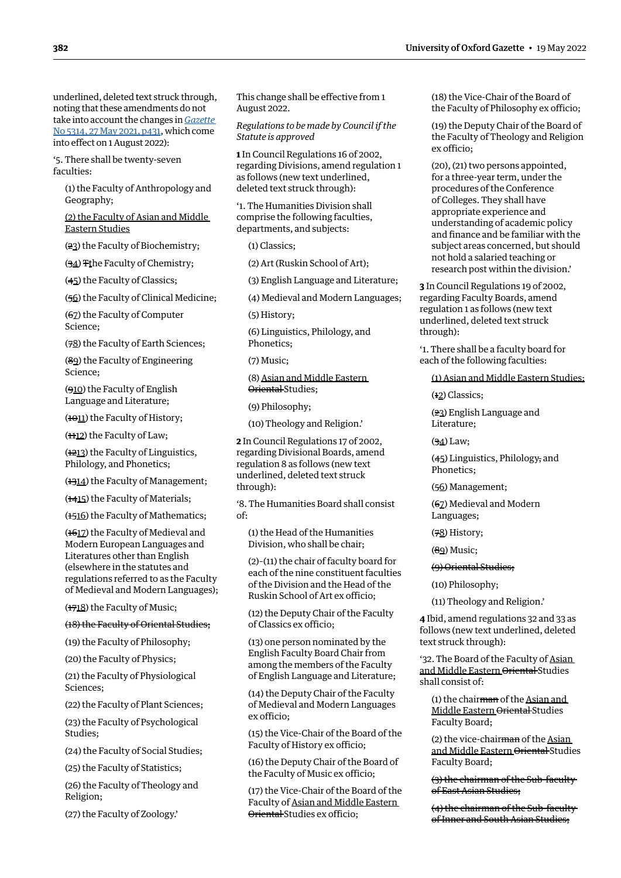underlined, deleted text struck through, noting that these amendments do not take into account the changes in [*Gazette* No 5314, 27 May 2021, p431](), which come into effect on 1 August 2022):

'5. There shall be twenty-seven faculties:

(1) the Faculty of Anthropology and Geography;

<u>(2) the Faculty of Asian and Middle Eastern Studies</u>

(~~2~~<u>3</u>) the Faculty of Biochemistry;

(~~3~~<u>4</u>) ~~T~~<u>t</u>he Faculty of Chemistry;

(~~4~~<u>5</u>) the Faculty of Classics;

(~~5~~<u>6</u>) the Faculty of Clinical Medicine;

(~~6~~<u>7</u>) the Faculty of Computer Science;

(~~7~~<u>8</u>) the Faculty of Earth Sciences;

(~~8~~<u>9</u>) the Faculty of Engineering Science;

(~~9~~<u>10</u>) the Faculty of English Language and Literature;

(~~10~~<u>11</u>) the Faculty of History;

(~~11~~<u>12</u>) the Faculty of Law;

(~~12~~<u>13</u>) the Faculty of Linguistics, Philology, and Phonetics;

(~~13~~<u>14</u>) the Faculty of Management;

(~~14~~<u>15</u>) the Faculty of Materials;

(~~15~~<u>16</u>) the Faculty of Mathematics;

(~~16~~<u>17</u>) the Faculty of Medieval and Modern European Languages and Literatures other than English (elsewhere in the statutes and regulations referred to as the Faculty of Medieval and Modern Languages);

(~~17~~<u>18</u>) the Faculty of Music;

~~(18) the Faculty of Oriental Studies;~~

(19) the Faculty of Philosophy;

(20) the Faculty of Physics;

(21) the Faculty of Physiological Sciences;

(22) the Faculty of Plant Sciences;

(23) the Faculty of Psychological Studies;

(24) the Faculty of Social Studies;

(25) the Faculty of Statistics;

(26) the Faculty of Theology and Religion;

(27) the Faculty of Zoology.'

This change shall be effective from 1 August 2022.

*Regulations to be made by Council if the Statute is approved*

**1** In Council Regulations 16 of 2002, regarding Divisions, amend regulation 1 as follows (new text underlined, deleted text struck through):

'1. The Humanities Division shall comprise the following faculties, departments, and subjects:

(1) Classics;

(2) Art (Ruskin School of Art);

(3) English Language and Literature;

(4) Medieval and Modern Languages;

(5) History;

(6) Linguistics, Philology, and Phonetics;

(7) Music;

(8) <u>Asian and Middle Eastern</u> ~~Oriental~~ Studies;

(9) Philosophy;

(10) Theology and Religion.'

**2** In Council Regulations 17 of 2002, regarding Divisional Boards, amend regulation 8 as follows (new text underlined, deleted text struck through):

'8. The Humanities Board shall consist of:

(1) the Head of the Humanities Division, who shall be chair;

(2)–(11) the chair of faculty board for each of the nine constituent faculties of the Division and the Head of the Ruskin School of Art ex officio;

(12) the Deputy Chair of the Faculty of Classics ex officio;

(13) one person nominated by the English Faculty Board Chair from among the members of the Faculty of English Language and Literature;

(14) the Deputy Chair of the Faculty of Medieval and Modern Languages ex officio;

(15) the Vice-Chair of the Board of the Faculty of History ex officio;

(16) the Deputy Chair of the Board of the Faculty of Music ex officio;

(17) the Vice-Chair of the Board of the Faculty of <u>Asian and Middle Eastern</u> ~~Oriental~~ Studies ex officio;

(18) the Vice-Chair of the Board of the Faculty of Philosophy ex officio;

(19) the Deputy Chair of the Board of the Faculty of Theology and Religion ex officio;

(20), (21) two persons appointed, for a three-year term, under the procedures of the Conference of Colleges. They shall have appropriate experience and understanding of academic policy and finance and be familiar with the subject areas concerned, but should not hold a salaried teaching or research post within the division.'

**3** In Council Regulations 19 of 2002, regarding Faculty Boards, amend regulation 1 as follows (new text underlined, deleted text struck through):

'1. There shall be a faculty board for each of the following faculties:

<u>(1) Asian and Middle Eastern Studies;</u>

(~~1~~<u>2</u>) Classics;

(~~2~~<u>3</u>) English Language and Literature;

(~~3~~<u>4</u>) Law;

(~~4~~<u>5</u>) Linguistics, Philology~~,~~ and Phonetics;

(~~5~~<u>6</u>) Management;

(~~6~~<u>7</u>) Medieval and Modern Languages;

(~~7~~<u>8</u>) History;

(~~8~~<u>9</u>) Music;

~~(9) Oriental Studies;~~

(10) Philosophy;

(11) Theology and Religion.'

**4** Ibid, amend regulations 32 and 33 as follows (new text underlined, deleted text struck through):

'32. The Board of the Faculty of <u>Asian and Middle Eastern</u> ~~Oriental~~ Studies shall consist of:

(1) the chair~~man~~ of the <u>Asian and Middle Eastern</u> ~~Oriental~~ Studies Faculty Board;

(2) the vice-chair~~man~~ of the <u>Asian and Middle Eastern</u> ~~Oriental~~ Studies Faculty Board;

~~(3) the chairman of the Sub-faculty of East Asian Studies;~~

~~(4) the chairman of the Sub-faculty of Inner and South Asian Studies;~~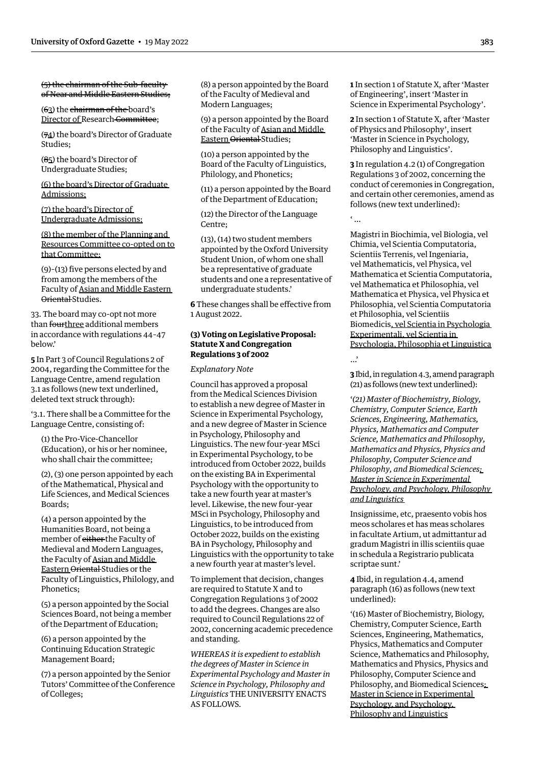~~(5) the chairman of the Sub-faculty of Near and Middle Eastern Studies;~~

(~~6~~3) the ~~chairman of the~~ board's <u>Director of</u> Research ~~Committee~~;

(~~7~~4) the board's Director of Graduate Studies;

(~~8~~5) the board's Director of Undergraduate Studies;

<u>(6) the board's Director of Graduate Admissions;</u>

<u>(7) the board's Director of Undergraduate Admissions;</u>

<u>(8) the member of the Planning and Resources Committee co-opted on to that Committee;</u>

(9)–(13) five persons elected by and from among the members of the Faculty of <u>Asian and Middle Eastern</u> ~~Oriental~~ Studies.

33. The board may co-opt not more than ~~four~~<u>three</u> additional members in accordance with regulations 44–47 below.'

**5** In Part 3 of Council Regulations 2 of 2004, regarding the Committee for the Language Centre, amend regulation 3.1 as follows (new text underlined, deleted text struck through):

'3.1. There shall be a Committee for the Language Centre, consisting of:

(1) the Pro-Vice-Chancellor (Education), or his or her nominee, who shall chair the committee;

(2), (3) one person appointed by each of the Mathematical, Physical and Life Sciences, and Medical Sciences Boards;

(4) a person appointed by the Humanities Board, not being a member of ~~either~~ the Faculty of Medieval and Modern Languages, the Faculty of <u>Asian and Middle Eastern</u> ~~Oriental~~ Studies or the Faculty of Linguistics, Philology, and Phonetics;

(5) a person appointed by the Social Sciences Board, not being a member of the Department of Education;

(6) a person appointed by the Continuing Education Strategic Management Board;

(7) a person appointed by the Senior Tutors' Committee of the Conference of Colleges;

(8) a person appointed by the Board of the Faculty of Medieval and Modern Languages;

(9) a person appointed by the Board of the Faculty of <u>Asian and Middle Eastern</u> ~~Oriental~~ Studies;

(10) a person appointed by the Board of the Faculty of Linguistics, Philology, and Phonetics;

(11) a person appointed by the Board of the Department of Education;

(12) the Director of the Language Centre;

(13), (14) two student members appointed by the Oxford University Student Union, of whom one shall be a representative of graduate students and one a representative of undergraduate students.'

**6** These changes shall be effective from 1 August 2022.

#### (3) Voting on Legislative Proposal: Statute X and Congregation Regulations 3 of 2002

*Explanatory Note*

Council has approved a proposal from the Medical Sciences Division to establish a new degree of Master in Science in Experimental Psychology, and a new degree of Master in Science in Psychology, Philosophy and Linguistics. The new four-year MSci in Experimental Psychology, to be introduced from October 2022, builds on the existing BA in Experimental Psychology with the opportunity to take a new fourth year at master's level. Likewise, the new four-year MSci in Psychology, Philosophy and Linguistics, to be introduced from October 2022, builds on the existing BA in Psychology, Philosophy and Linguistics with the opportunity to take a new fourth year at master's level.

To implement that decision, changes are required to Statute X and to Congregation Regulations 3 of 2002 to add the degrees. Changes are also required to Council Regulations 22 of 2002, concerning academic precedence and standing.

*WHEREAS it is expedient to establish the degrees of Master in Science in Experimental Psychology and Master in Science in Psychology, Philosophy and Linguistics* THE UNIVERSITY ENACTS AS FOLLOWS.

**1** In section 1 of Statute X, after 'Master of Engineering', insert 'Master in Science in Experimental Psychology'.

**2** In section 1 of Statute X, after 'Master of Physics and Philosophy', insert 'Master in Science in Psychology, Philosophy and Linguistics'.

**3** In regulation 4.2 (1) of Congregation Regulations 3 of 2002, concerning the conduct of ceremonies in Congregation, and certain other ceremonies, amend as follows (new text underlined):

' ...

Magistri in Biochimia, vel Biologia, vel Chimia, vel Scientia Computatoria, Scientiis Terrenis, vel Ingeniaria, vel Mathematicis, vel Physica, vel Mathematica et Scientia Computatoria, vel Mathematica et Philosophia, vel Mathematica et Physica, vel Physica et Philosophia, vel Scientia Computatoria et Philosophia, vel Scientiis Biomedicis<u>, vel Scientia in Psychologia Experimentali, vel Scientia in Psychologia, Philosophia et Linguistica</u>

...'

**3** Ibid, in regulation 4.3, amend paragraph (21) as follows (new text underlined):

'*(21) Master of Biochemistry, Biology, Chemistry, Computer Science, Earth Sciences, Engineering, Mathematics, Physics, Mathematics and Computer Science, Mathematics and Philosophy, Mathematics and Physics, Physics and Philosophy, Computer Science and Philosophy, and Biomedical Sciences<u>; Master in Science in Experimental Psychology, and Psychology, Philosophy and Linguistics</u>*

Insignissime, etc, praesento vobis hos meos scholares et has meas scholares in facultate Artium, ut admittantur ad gradum Magistri in illis scientiis quae in schedula a Registrario publicata scriptae sunt.'

**4** Ibid, in regulation 4.4, amend paragraph (16) as follows (new text underlined):

'(16) Master of Biochemistry, Biology, Chemistry, Computer Science, Earth Sciences, Engineering, Mathematics, Physics, Mathematics and Computer Science, Mathematics and Philosophy, Mathematics and Physics, Physics and Philosophy, Computer Science and Philosophy, and Biomedical Sciences<u>; Master in Science in Experimental Psychology, and Psychology, Philosophy and Linguistics</u>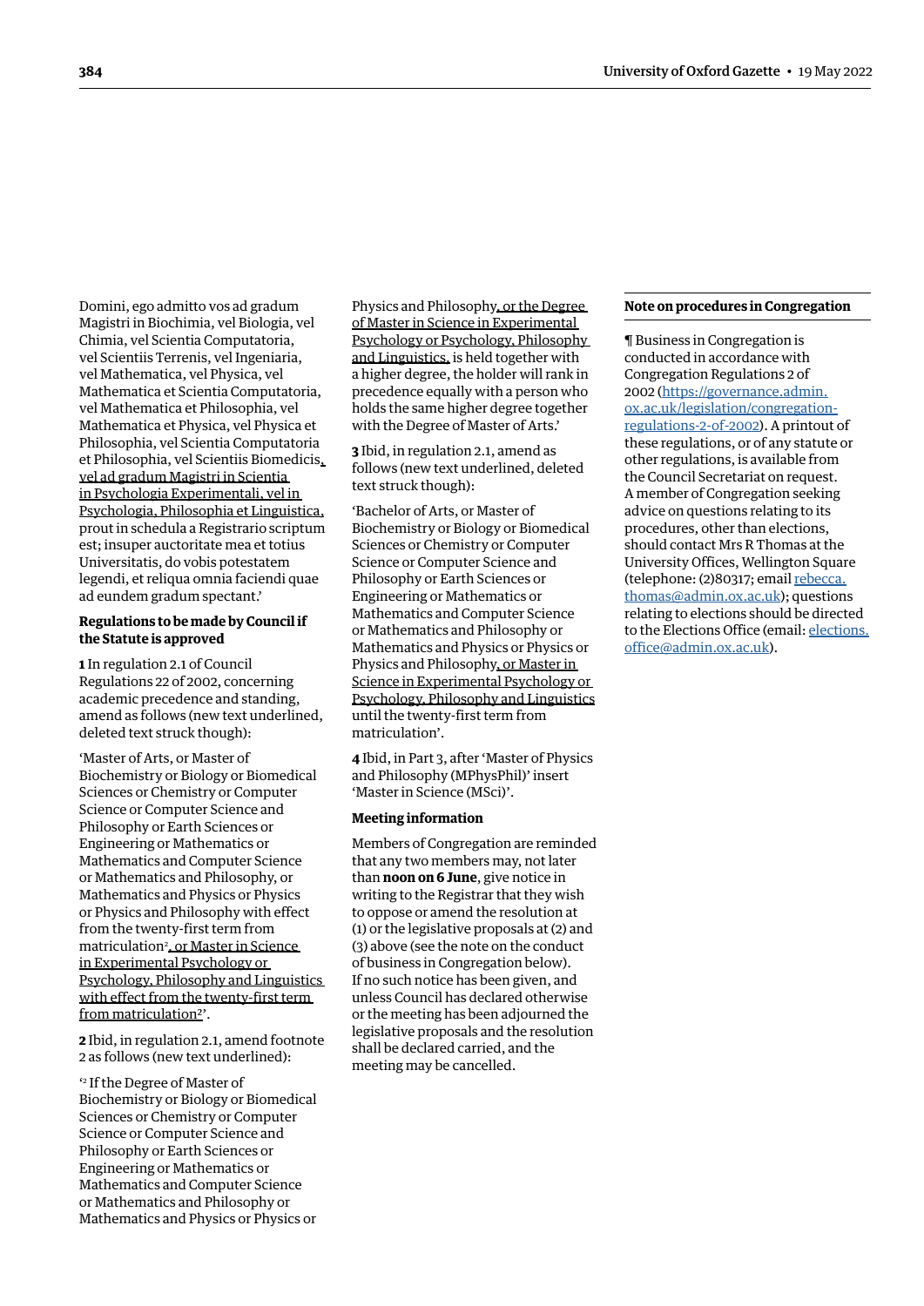Domini, ego admitto vos ad gradum Magistri in Biochimia, vel Biologia, vel Chimia, vel Scientia Computatoria, vel Scientiis Terrenis, vel Ingeniaria, vel Mathematica, vel Physica, vel Mathematica et Scientia Computatoria, vel Mathematica et Philosophia, vel Mathematica et Physica, vel Physica et Philosophia, vel Scientia Computatoria et Philosophia, vel Scientiis Biomedicis, vel ad gradum Magistri in Scientia in Psychologia Experimentali, vel in Psychologia, Philosophia et Linguistica, prout in schedula a Registrario scriptum est; insuper auctoritate mea et totius Universitatis, do vobis potestatem legendi, et reliqua omnia faciendi quae ad eundem gradum spectant.'

**Regulations to be made by Council if the Statute is approved**

**1** In regulation 2.1 of Council Regulations 22 of 2002, concerning academic precedence and standing, amend as follows (new text underlined, deleted text struck though):

'Master of Arts, or Master of Biochemistry or Biology or Biomedical Sciences or Chemistry or Computer Science or Computer Science and Philosophy or Earth Sciences or Engineering or Mathematics or Mathematics and Computer Science or Mathematics and Philosophy, or Mathematics and Physics or Physics or Physics and Philosophy with effect from the twenty-first term from matriculation[2], or Master in Science in Experimental Psychology or Psychology, Philosophy and Linguistics with effect from the twenty-first term from matriculation[2]'.

**2** Ibid, in regulation 2.1, amend footnote 2 as follows (new text underlined):

'[2] If the Degree of Master of Biochemistry or Biology or Biomedical Sciences or Chemistry or Computer Science or Computer Science and Philosophy or Earth Sciences or Engineering or Mathematics or Mathematics and Computer Science or Mathematics and Philosophy or Mathematics and Physics or Physics or Physics and Philosophy, or the Degree of Master in Science in Experimental Psychology or Psychology, Philosophy and Linguistics, is held together with a higher degree, the holder will rank in precedence equally with a person who holds the same higher degree together with the Degree of Master of Arts.'

**3** Ibid, in regulation 2.1, amend as follows (new text underlined, deleted text struck though):

'Bachelor of Arts, or Master of Biochemistry or Biology or Biomedical Sciences or Chemistry or Computer Science or Computer Science and Philosophy or Earth Sciences or Engineering or Mathematics or Mathematics and Computer Science or Mathematics and Philosophy or Mathematics and Physics or Physics or Physics and Philosophy, or Master in Science in Experimental Psychology or Psychology, Philosophy and Linguistics until the twenty-first term from matriculation'.

**4** Ibid, in Part 3, after 'Master of Physics and Philosophy (MPhysPhil)' insert 'Master in Science (MSci)'.

**Meeting information**

Members of Congregation are reminded that any two members may, not later than **noon on 6 June**, give notice in writing to the Registrar that they wish to oppose or amend the resolution at (1) or the legislative proposals at (2) and (3) above (see the note on the conduct of business in Congregation below). If no such notice has been given, and unless Council has declared otherwise or the meeting has been adjourned the legislative proposals and the resolution shall be declared carried, and the meeting may be cancelled.

**Note on procedures in Congregation**

¶ Business in Congregation is conducted in accordance with Congregation Regulations 2 of 2002 (https://governance.admin.ox.ac.uk/legislation/congregation-regulations-2-of-2002). A printout of these regulations, or of any statute or other regulations, is available from the Council Secretariat on request. A member of Congregation seeking advice on questions relating to its procedures, other than elections, should contact Mrs R Thomas at the University Offices, Wellington Square (telephone: (2)80317; email rebecca.thomas@admin.ox.ac.uk); questions relating to elections should be directed to the Elections Office (email: elections.office@admin.ox.ac.uk).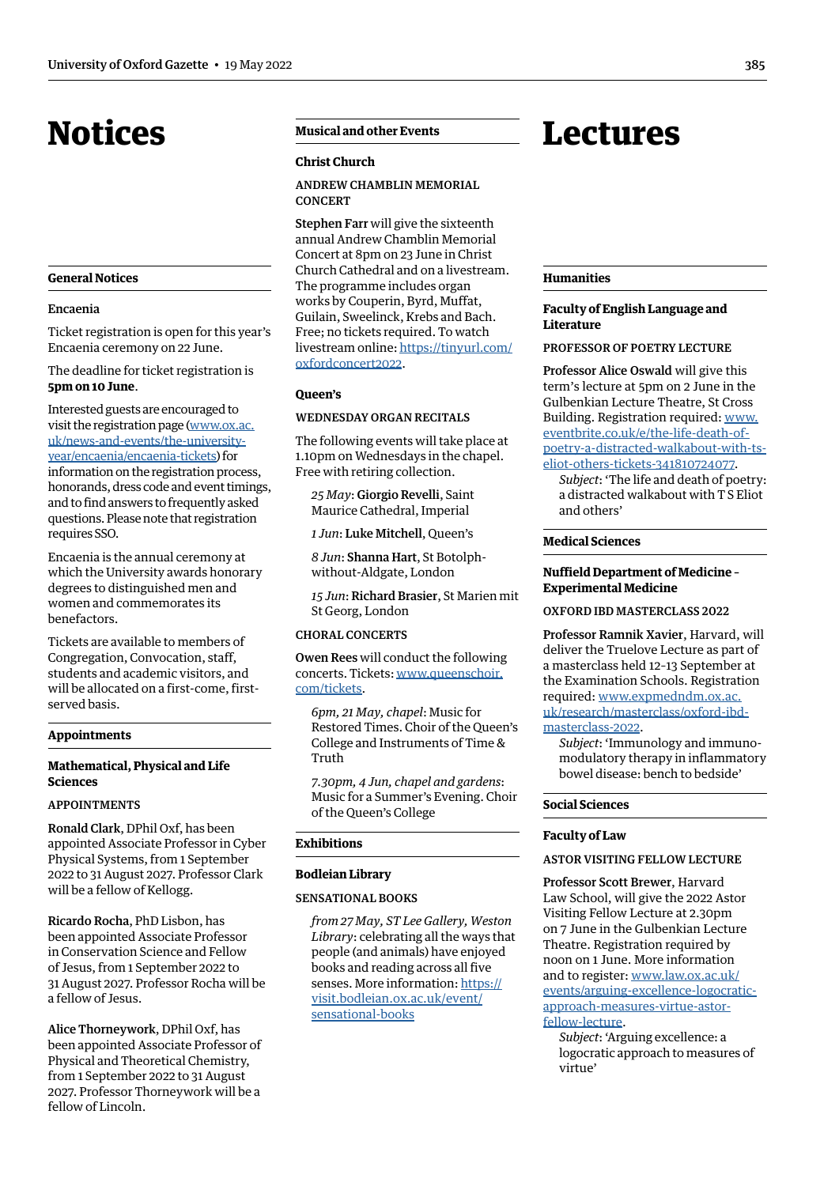# Notices

## General Notices

### Encaenia

Ticket registration is open for this year's Encaenia ceremony on 22 June.

The deadline for ticket registration is **5pm on 10 June**.

Interested guests are encouraged to visit the registration page (www.ox.ac.uk/news-and-events/the-university-year/encaenia/encaenia-tickets) for information on the registration process, honorands, dress code and event timings, and to find answers to frequently asked questions. Please note that registration requires SSO.

Encaenia is the annual ceremony at which the University awards honorary degrees to distinguished men and women and commemorates its benefactors.

Tickets are available to members of Congregation, Convocation, staff, students and academic visitors, and will be allocated on a first-come, first-served basis.

## Appointments

### Mathematical, Physical and Life Sciences

APPOINTMENTS

**Ronald Clark**, DPhil Oxf, has been appointed Associate Professor in Cyber Physical Systems, from 1 September 2022 to 31 August 2027. Professor Clark will be a fellow of Kellogg.

**Ricardo Rocha**, PhD Lisbon, has been appointed Associate Professor in Conservation Science and Fellow of Jesus, from 1 September 2022 to 31 August 2027. Professor Rocha will be a fellow of Jesus.

**Alice Thorneywork**, DPhil Oxf, has been appointed Associate Professor of Physical and Theoretical Chemistry, from 1 September 2022 to 31 August 2027. Professor Thorneywork will be a fellow of Lincoln.

## Musical and other Events

### Christ Church

ANDREW CHAMBLIN MEMORIAL CONCERT

**Stephen Farr** will give the sixteenth annual Andrew Chamblin Memorial Concert at 8pm on 23 June in Christ Church Cathedral and on a livestream. The programme includes organ works by Couperin, Byrd, Muffat, Guilain, Sweelinck, Krebs and Bach. Free; no tickets required. To watch livestream online: https://tinyurl.com/oxfordconcert2022.

### Queen's

WEDNESDAY ORGAN RECITALS

The following events will take place at 1.10pm on Wednesdays in the chapel. Free with retiring collection.

*25 May*: **Giorgio Revelli**, Saint Maurice Cathedral, Imperial

*1 Jun*: **Luke Mitchell**, Queen's

*8 Jun*: **Shanna Hart**, St Botolph-without-Aldgate, London

*15 Jun*: **Richard Brasier**, St Marien mit St Georg, London

CHORAL CONCERTS

**Owen Rees** will conduct the following concerts. Tickets: www.queenschoir.com/tickets.

*6pm, 21 May, chapel*: Music for Restored Times. Choir of the Queen's College and Instruments of Time & Truth

*7.30pm, 4 Jun, chapel and gardens*: Music for a Summer's Evening. Choir of the Queen's College

## Exhibitions

### Bodleian Library

SENSATIONAL BOOKS

*from 27 May, ST Lee Gallery, Weston Library*: celebrating all the ways that people (and animals) have enjoyed books and reading across all five senses. More information: https://visit.bodleian.ox.ac.uk/event/sensational-books

# Lectures

## Humanities

### Faculty of English Language and Literature

PROFESSOR OF POETRY LECTURE

**Professor Alice Oswald** will give this term's lecture at 5pm on 2 June in the Gulbenkian Lecture Theatre, St Cross Building. Registration required: www.eventbrite.co.uk/e/the-life-death-of-poetry-a-distracted-walkabout-with-ts-eliot-others-tickets-341810724077.

*Subject*: 'The life and death of poetry: a distracted walkabout with T S Eliot and others'

## Medical Sciences

### Nuffield Department of Medicine – Experimental Medicine

OXFORD IBD MASTERCLASS 2022

**Professor Ramnik Xavier**, Harvard, will deliver the Truelove Lecture as part of a masterclass held 12–13 September at the Examination Schools. Registration required: www.expmedndm.ox.ac.uk/research/masterclass/oxford-ibd-masterclass-2022.

*Subject*: 'Immunology and immuno-modulatory therapy in inflammatory bowel disease: bench to bedside'

## Social Sciences

### Faculty of Law

ASTOR VISITING FELLOW LECTURE

**Professor Scott Brewer**, Harvard Law School, will give the 2022 Astor Visiting Fellow Lecture at 2.30pm on 7 June in the Gulbenkian Lecture Theatre. Registration required by noon on 1 June. More information and to register: www.law.ox.ac.uk/events/arguing-excellence-logocratic-approach-measures-virtue-astor-fellow-lecture.

*Subject*: 'Arguing excellence: a logocratic approach to measures of virtue'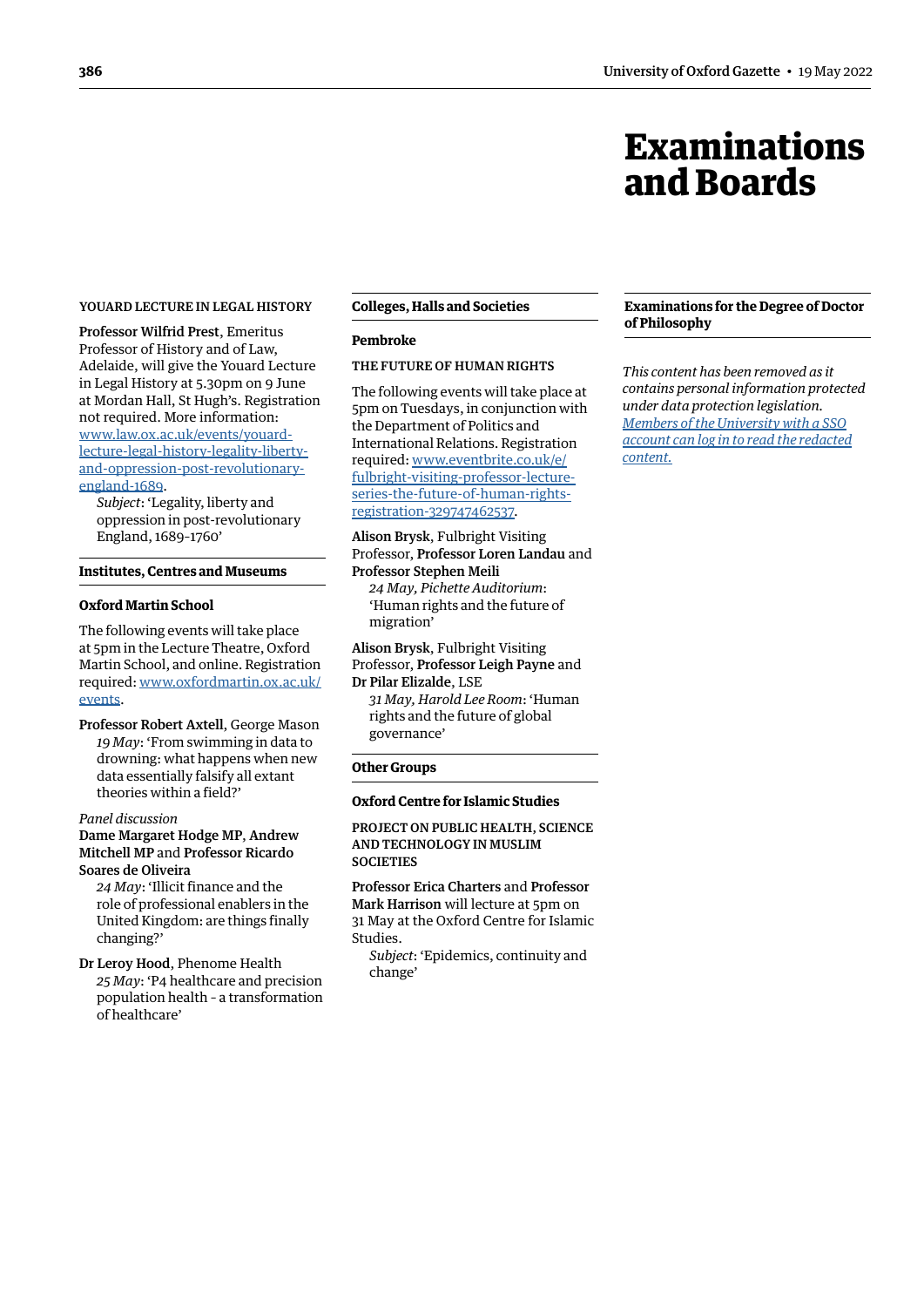# Examinations and Boards

YOUARD LECTURE IN LEGAL HISTORY

**Professor Wilfrid Prest**, Emeritus Professor of History and of Law, Adelaide, will give the Youard Lecture in Legal History at 5.30pm on 9 June at Mordan Hall, St Hugh's. Registration not required. More information: [www.law.ox.ac.uk/events/youard-lecture-legal-history-legality-liberty-and-oppression-post-revolutionary-england-1689](www.law.ox.ac.uk/events/youard-lecture-legal-history-legality-liberty-and-oppression-post-revolutionary-england-1689).

*Subject*: 'Legality, liberty and oppression in post-revolutionary England, 1689–1760'

## Institutes, Centres and Museums

### Oxford Martin School

The following events will take place at 5pm in the Lecture Theatre, Oxford Martin School, and online. Registration required: [www.oxfordmartin.ox.ac.uk/events](www.oxfordmartin.ox.ac.uk/events).

**Professor Robert Axtell**, George Mason

*19 May*: 'From swimming in data to drowning: what happens when new data essentially falsify all extant theories within a field?'

*Panel discussion*

**Dame Margaret Hodge MP**, **Andrew Mitchell MP** and **Professor Ricardo Soares de Oliveira**

*24 May*: 'Illicit finance and the role of professional enablers in the United Kingdom: are things finally changing?'

**Dr Leroy Hood**, Phenome Health

*25 May*: 'P4 healthcare and precision population health - a transformation of healthcare'

## Colleges, Halls and Societies

### Pembroke

THE FUTURE OF HUMAN RIGHTS

The following events will take place at 5pm on Tuesdays, in conjunction with the Department of Politics and International Relations. Registration required: [www.eventbrite.co.uk/e/fulbright-visiting-professor-lecture-series-the-future-of-human-rights-registration-329747462537](www.eventbrite.co.uk/e/fulbright-visiting-professor-lecture-series-the-future-of-human-rights-registration-329747462537).

**Alison Brysk**, Fulbright Visiting Professor, **Professor Loren Landau** and **Professor Stephen Meili**

*24 May, Pichette Auditorium*: 'Human rights and the future of migration'

**Alison Brysk**, Fulbright Visiting Professor, **Professor Leigh Payne** and **Dr Pilar Elizalde**, LSE

*31 May, Harold Lee Room*: 'Human rights and the future of global governance'

## Other Groups

### Oxford Centre for Islamic Studies

PROJECT ON PUBLIC HEALTH, SCIENCE AND TECHNOLOGY IN MUSLIM SOCIETIES

**Professor Erica Charters** and **Professor Mark Harrison** will lecture at 5pm on 31 May at the Oxford Centre for Islamic Studies.

*Subject*: 'Epidemics, continuity and change'

## Examinations for the Degree of Doctor of Philosophy

*This content has been removed as it contains personal information protected under data protection legislation. [Members of the University with a SSO account can log in to read the redacted content.]()*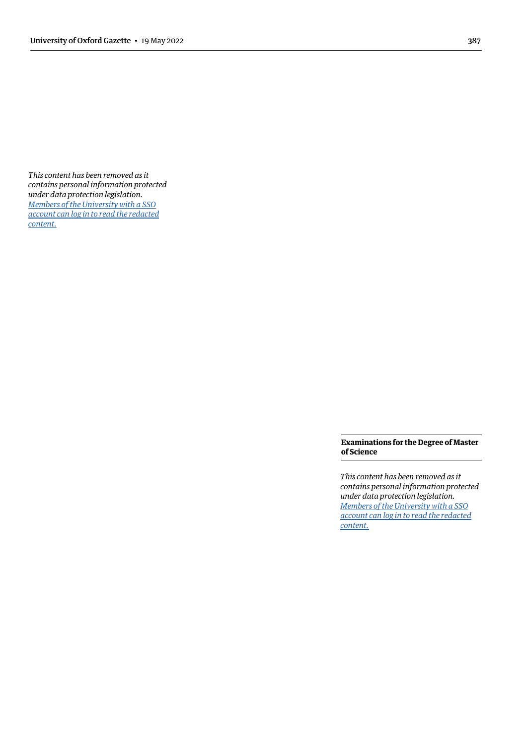*This content has been removed as it contains personal information protected under data protection legislation.* *[Members of the University with a SSO account can log in to read the redacted content.]*

## Examinations for the Degree of Master of Science

*This content has been removed as it contains personal information protected under data protection legislation.* *[Members of the University with a SSO account can log in to read the redacted content.]*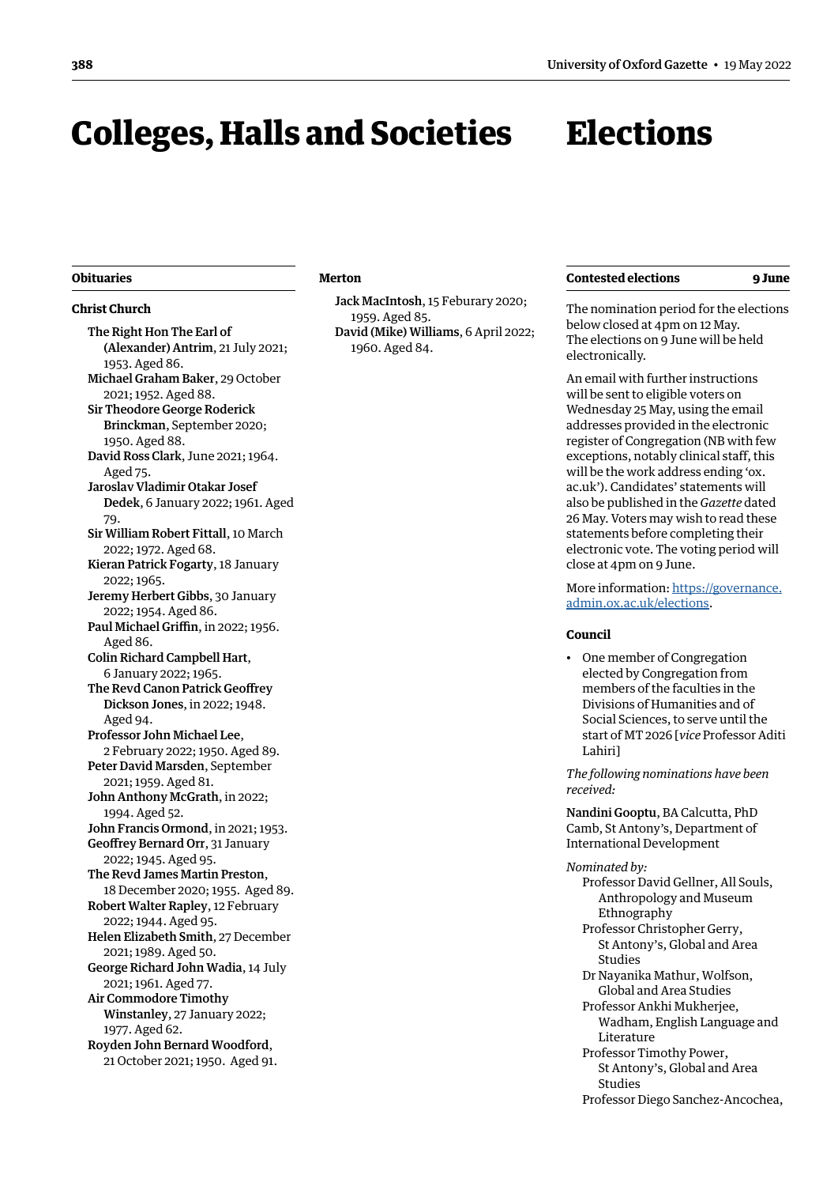# Colleges, Halls and Societies

## Obituaries

### Christ Church

**The Right Hon The Earl of (Alexander) Antrim**, 21 July 2021; 1953. Aged 86.

**Michael Graham Baker**, 29 October 2021; 1952. Aged 88.

**Sir Theodore George Roderick Brinckman**, September 2020; 1950. Aged 88.

**David Ross Clark**, June 2021; 1964. Aged 75.

**Jaroslav Vladimir Otakar Josef Dedek**, 6 January 2022; 1961. Aged 79.

**Sir William Robert Fittall**, 10 March 2022; 1972. Aged 68.

**Kieran Patrick Fogarty**, 18 January 2022; 1965.

**Jeremy Herbert Gibbs**, 30 January 2022; 1954. Aged 86.

**Paul Michael Griffin**, in 2022; 1956. Aged 86.

**Colin Richard Campbell Hart**, 6 January 2022; 1965.

**The Revd Canon Patrick Geoffrey Dickson Jones**, in 2022; 1948. Aged 94.

**Professor John Michael Lee**, 2 February 2022; 1950. Aged 89.

**Peter David Marsden**, September 2021; 1959. Aged 81.

**John Anthony McGrath**, in 2022; 1994. Aged 52.

**John Francis Ormond**, in 2021; 1953.

**Geoffrey Bernard Orr**, 31 January 2022; 1945. Aged 95.

**The Revd James Martin Preston**, 18 December 2020; 1955. Aged 89.

**Robert Walter Rapley**, 12 February 2022; 1944. Aged 95.

**Helen Elizabeth Smith**, 27 December 2021; 1989. Aged 50.

**George Richard John Wadia**, 14 July 2021; 1961. Aged 77.

**Air Commodore Timothy Winstanley**, 27 January 2022; 1977. Aged 62.

**Royden John Bernard Woodford**, 21 October 2021; 1950. Aged 91.

### Merton

**Jack MacIntosh**, 15 Feburary 2020; 1959. Aged 85.

**David (Mike) Williams**, 6 April 2022; 1960. Aged 84.

# Elections

## Contested elections — 9 June

The nomination period for the elections below closed at 4pm on 12 May. The elections on 9 June will be held electronically.

An email with further instructions will be sent to eligible voters on Wednesday 25 May, using the email addresses provided in the electronic register of Congregation (NB with few exceptions, notably clinical staff, this will be the work address ending 'ox.ac.uk'). Candidates' statements will also be published in the *Gazette* dated 26 May. Voters may wish to read these statements before completing their electronic vote. The voting period will close at 4pm on 9 June.

More information: https://governance.admin.ox.ac.uk/elections.

### Council

- One member of Congregation elected by Congregation from members of the faculties in the Divisions of Humanities and of Social Sciences, to serve until the start of MT 2026 [*vice* Professor Aditi Lahiri]

*The following nominations have been received:*

**Nandini Gooptu**, BA Calcutta, PhD Camb, St Antony's, Department of International Development

*Nominated by:*

Professor David Gellner, All Souls, Anthropology and Museum Ethnography

Professor Christopher Gerry, St Antony's, Global and Area Studies

Dr Nayanika Mathur, Wolfson, Global and Area Studies

Professor Ankhi Mukherjee, Wadham, English Language and Literature

Professor Timothy Power, St Antony's, Global and Area Studies

Professor Diego Sanchez-Ancochea,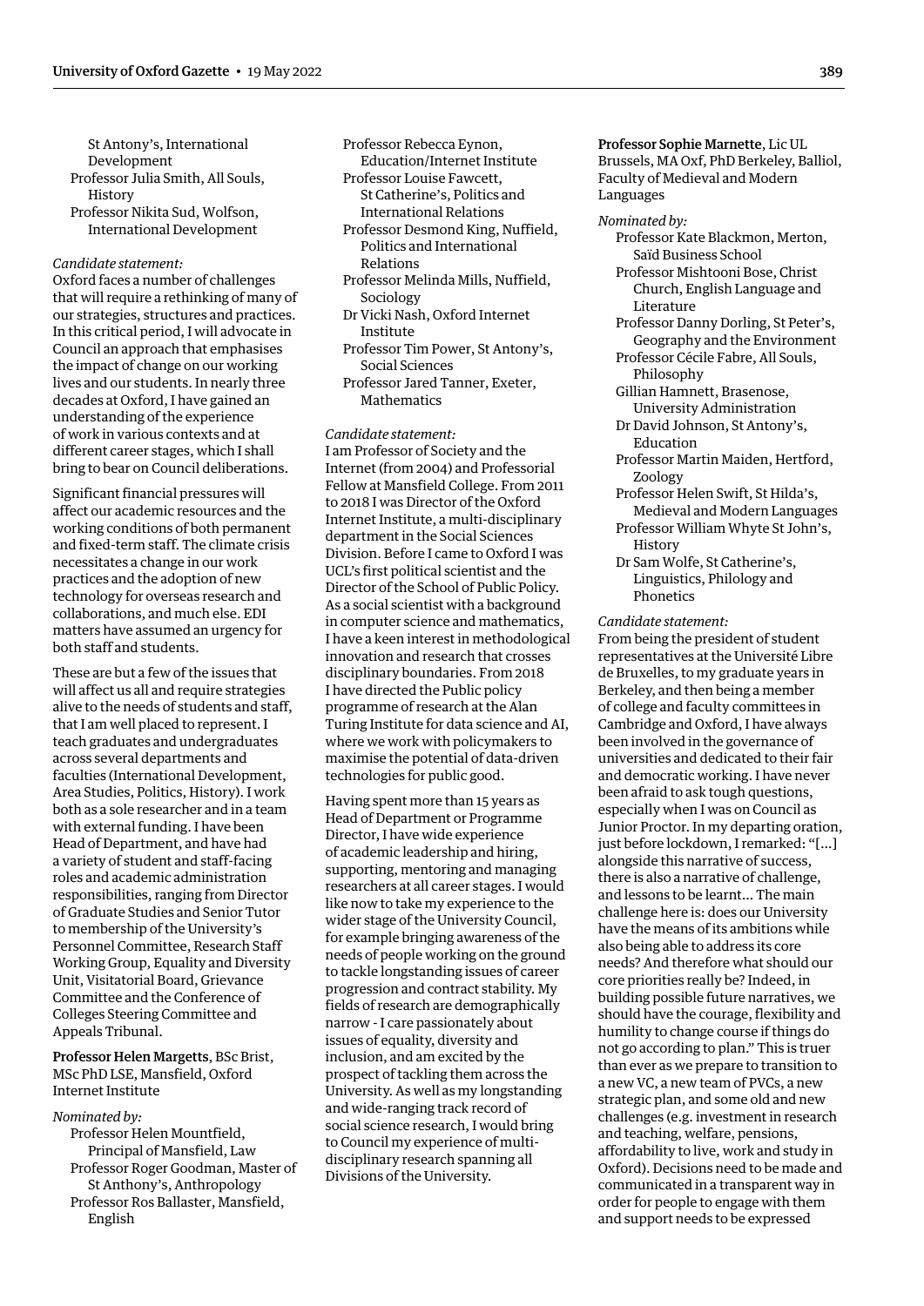St Antony's, International Development
Professor Julia Smith, All Souls, History
Professor Nikita Sud, Wolfson, International Development

*Candidate statement:*

Oxford faces a number of challenges that will require a rethinking of many of our strategies, structures and practices. In this critical period, I will advocate in Council an approach that emphasises the impact of change on our working lives and our students. In nearly three decades at Oxford, I have gained an understanding of the experience of work in various contexts and at different career stages, which I shall bring to bear on Council deliberations.

Significant financial pressures will affect our academic resources and the working conditions of both permanent and fixed-term staff. The climate crisis necessitates a change in our work practices and the adoption of new technology for overseas research and collaborations, and much else. EDI matters have assumed an urgency for both staff and students.

These are but a few of the issues that will affect us all and require strategies alive to the needs of students and staff, that I am well placed to represent. I teach graduates and undergraduates across several departments and faculties (International Development, Area Studies, Politics, History). I work both as a sole researcher and in a team with external funding. I have been Head of Department, and have had a variety of student and staff-facing roles and academic administration responsibilities, ranging from Director of Graduate Studies and Senior Tutor to membership of the University's Personnel Committee, Research Staff Working Group, Equality and Diversity Unit, Visitatorial Board, Grievance Committee and the Conference of Colleges Steering Committee and Appeals Tribunal.

**Professor Helen Margetts**, BSc Brist, MSc PhD LSE, Mansfield, Oxford Internet Institute

*Nominated by:*

Professor Helen Mountfield, Principal of Mansfield, Law
Professor Roger Goodman, Master of St Anthony's, Anthropology
Professor Ros Ballaster, Mansfield, English
Professor Rebecca Eynon, Education/Internet Institute
Professor Louise Fawcett, St Catherine's, Politics and International Relations
Professor Desmond King, Nuffield, Politics and International Relations
Professor Melinda Mills, Nuffield, Sociology
Dr Vicki Nash, Oxford Internet Institute
Professor Tim Power, St Antony's, Social Sciences
Professor Jared Tanner, Exeter, Mathematics

*Candidate statement:*

I am Professor of Society and the Internet (from 2004) and Professorial Fellow at Mansfield College. From 2011 to 2018 I was Director of the Oxford Internet Institute, a multi-disciplinary department in the Social Sciences Division. Before I came to Oxford I was UCL's first political scientist and the Director of the School of Public Policy. As a social scientist with a background in computer science and mathematics, I have a keen interest in methodological innovation and research that crosses disciplinary boundaries. From 2018 I have directed the Public policy programme of research at the Alan Turing Institute for data science and AI, where we work with policymakers to maximise the potential of data-driven technologies for public good.

Having spent more than 15 years as Head of Department or Programme Director, I have wide experience of academic leadership and hiring, supporting, mentoring and managing researchers at all career stages. I would like now to take my experience to the wider stage of the University Council, for example bringing awareness of the needs of people working on the ground to tackle longstanding issues of career progression and contract stability. My fields of research are demographically narrow - I care passionately about issues of equality, diversity and inclusion, and am excited by the prospect of tackling them across the University. As well as my longstanding and wide-ranging track record of social science research, I would bring to Council my experience of multi-disciplinary research spanning all Divisions of the University.

**Professor Sophie Marnette**, Lic UL Brussels, MA Oxf, PhD Berkeley, Balliol, Faculty of Medieval and Modern Languages

*Nominated by:*

Professor Kate Blackmon, Merton, Saïd Business School
Professor Mishtooni Bose, Christ Church, English Language and Literature
Professor Danny Dorling, St Peter's, Geography and the Environment
Professor Cécile Fabre, All Souls, Philosophy
Gillian Hamnett, Brasenose, University Administration
Dr David Johnson, St Antony's, Education
Professor Martin Maiden, Hertford, Zoology
Professor Helen Swift, St Hilda's, Medieval and Modern Languages
Professor William Whyte St John's, History
Dr Sam Wolfe, St Catherine's, Linguistics, Philology and Phonetics

*Candidate statement:*

From being the president of student representatives at the Université Libre de Bruxelles, to my graduate years in Berkeley, and then being a member of college and faculty committees in Cambridge and Oxford, I have always been involved in the governance of universities and dedicated to their fair and democratic working. I have never been afraid to ask tough questions, especially when I was on Council as Junior Proctor. In my departing oration, just before lockdown, I remarked: "[…] alongside this narrative of success, there is also a narrative of challenge, and lessons to be learnt… The main challenge here is: does our University have the means of its ambitions while also being able to address its core needs? And therefore what should our core priorities really be? Indeed, in building possible future narratives, we should have the courage, flexibility and humility to change course if things do not go according to plan." This is truer than ever as we prepare to transition to a new VC, a new team of PVCs, a new strategic plan, and some old and new challenges (e.g. investment in research and teaching, welfare, pensions, affordability to live, work and study in Oxford). Decisions need to be made and communicated in a transparent way in order for people to engage with them and support needs to be expressed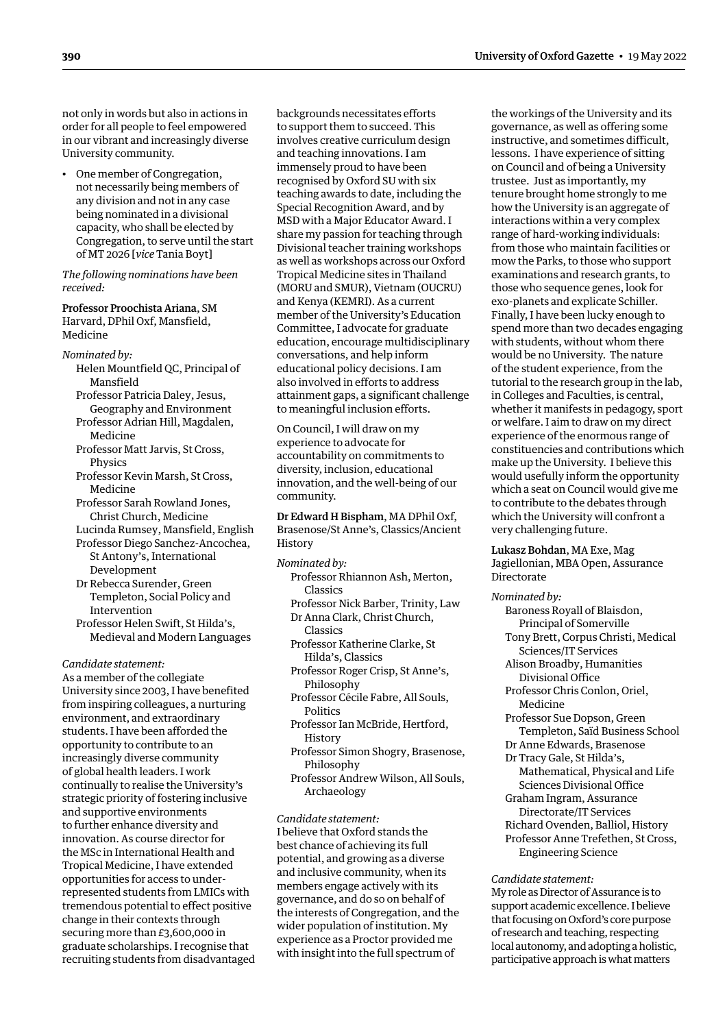not only in words but also in actions in order for all people to feel empowered in our vibrant and increasingly diverse University community.

- One member of Congregation, not necessarily being members of any division and not in any case being nominated in a divisional capacity, who shall be elected by Congregation, to serve until the start of MT 2026 [*vice* Tania Boyt]

*The following nominations have been received:*

**Professor Proochista Ariana**, SM Harvard, DPhil Oxf, Mansfield, Medicine

*Nominated by:*

Helen Mountfield QC, Principal of Mansfield
Professor Patricia Daley, Jesus, Geography and Environment
Professor Adrian Hill, Magdalen, Medicine
Professor Matt Jarvis, St Cross, Physics
Professor Kevin Marsh, St Cross, Medicine
Professor Sarah Rowland Jones, Christ Church, Medicine
Lucinda Rumsey, Mansfield, English
Professor Diego Sanchez-Ancochea, St Antony's, International Development
Dr Rebecca Surender, Green Templeton, Social Policy and Intervention
Professor Helen Swift, St Hilda's, Medieval and Modern Languages

*Candidate statement:*

As a member of the collegiate University since 2003, I have benefited from inspiring colleagues, a nurturing environment, and extraordinary students. I have been afforded the opportunity to contribute to an increasingly diverse community of global health leaders. I work continually to realise the University's strategic priority of fostering inclusive and supportive environments to further enhance diversity and innovation. As course director for the MSc in International Health and Tropical Medicine, I have extended opportunities for access to under-represented students from LMICs with tremendous potential to effect positive change in their contexts through securing more than £3,600,000 in graduate scholarships. I recognise that recruiting students from disadvantaged backgrounds necessitates efforts to support them to succeed. This involves creative curriculum design and teaching innovations. I am immensely proud to have been recognised by Oxford SU with six teaching awards to date, including the Special Recognition Award, and by MSD with a Major Educator Award. I share my passion for teaching through Divisional teacher training workshops as well as workshops across our Oxford Tropical Medicine sites in Thailand (MORU and SMUR), Vietnam (OUCRU) and Kenya (KEMRI). As a current member of the University's Education Committee, I advocate for graduate education, encourage multidisciplinary conversations, and help inform educational policy decisions. I am also involved in efforts to address attainment gaps, a significant challenge to meaningful inclusion efforts.

On Council, I will draw on my experience to advocate for accountability on commitments to diversity, inclusion, educational innovation, and the well-being of our community.

**Dr Edward H Bispham**, MA DPhil Oxf, Brasenose/St Anne's, Classics/Ancient History

*Nominated by:*

Professor Rhiannon Ash, Merton, Classics
Professor Nick Barber, Trinity, Law
Dr Anna Clark, Christ Church, Classics
Professor Katherine Clarke, St Hilda's, Classics
Professor Roger Crisp, St Anne's, Philosophy
Professor Cécile Fabre, All Souls, Politics
Professor Ian McBride, Hertford, History
Professor Simon Shogry, Brasenose, Philosophy
Professor Andrew Wilson, All Souls, Archaeology

*Candidate statement:*

I believe that Oxford stands the best chance of achieving its full potential, and growing as a diverse and inclusive community, when its members engage actively with its governance, and do so on behalf of the interests of Congregation, and the wider population of institution. My experience as a Proctor provided me with insight into the full spectrum of the workings of the University and its governance, as well as offering some instructive, and sometimes difficult, lessons. I have experience of sitting on Council and of being a University trustee. Just as importantly, my tenure brought home strongly to me how the University is an aggregate of interactions within a very complex range of hard-working individuals: from those who maintain facilities or mow the Parks, to those who support examinations and research grants, to those who sequence genes, look for exo-planets and explicate Schiller. Finally, I have been lucky enough to spend more than two decades engaging with students, without whom there would be no University. The nature of the student experience, from the tutorial to the research group in the lab, in Colleges and Faculties, is central, whether it manifests in pedagogy, sport or welfare. I aim to draw on my direct experience of the enormous range of constituencies and contributions which make up the University. I believe this would usefully inform the opportunity which a seat on Council would give me to contribute to the debates through which the University will confront a very challenging future.

**Lukasz Bohdan**, MA Exe, Mag Jagiellonian, MBA Open, Assurance Directorate

*Nominated by:*

Baroness Royall of Blaisdon, Principal of Somerville
Tony Brett, Corpus Christi, Medical Sciences/IT Services
Alison Broadby, Humanities Divisional Office
Professor Chris Conlon, Oriel, Medicine
Professor Sue Dopson, Green Templeton, Saïd Business School
Dr Anne Edwards, Brasenose
Dr Tracy Gale, St Hilda's, Mathematical, Physical and Life Sciences Divisional Office
Graham Ingram, Assurance Directorate/IT Services
Richard Ovenden, Balliol, History
Professor Anne Trefethen, St Cross, Engineering Science

*Candidate statement:*

My role as Director of Assurance is to support academic excellence. I believe that focusing on Oxford's core purpose of research and teaching, respecting local autonomy, and adopting a holistic, participative approach is what matters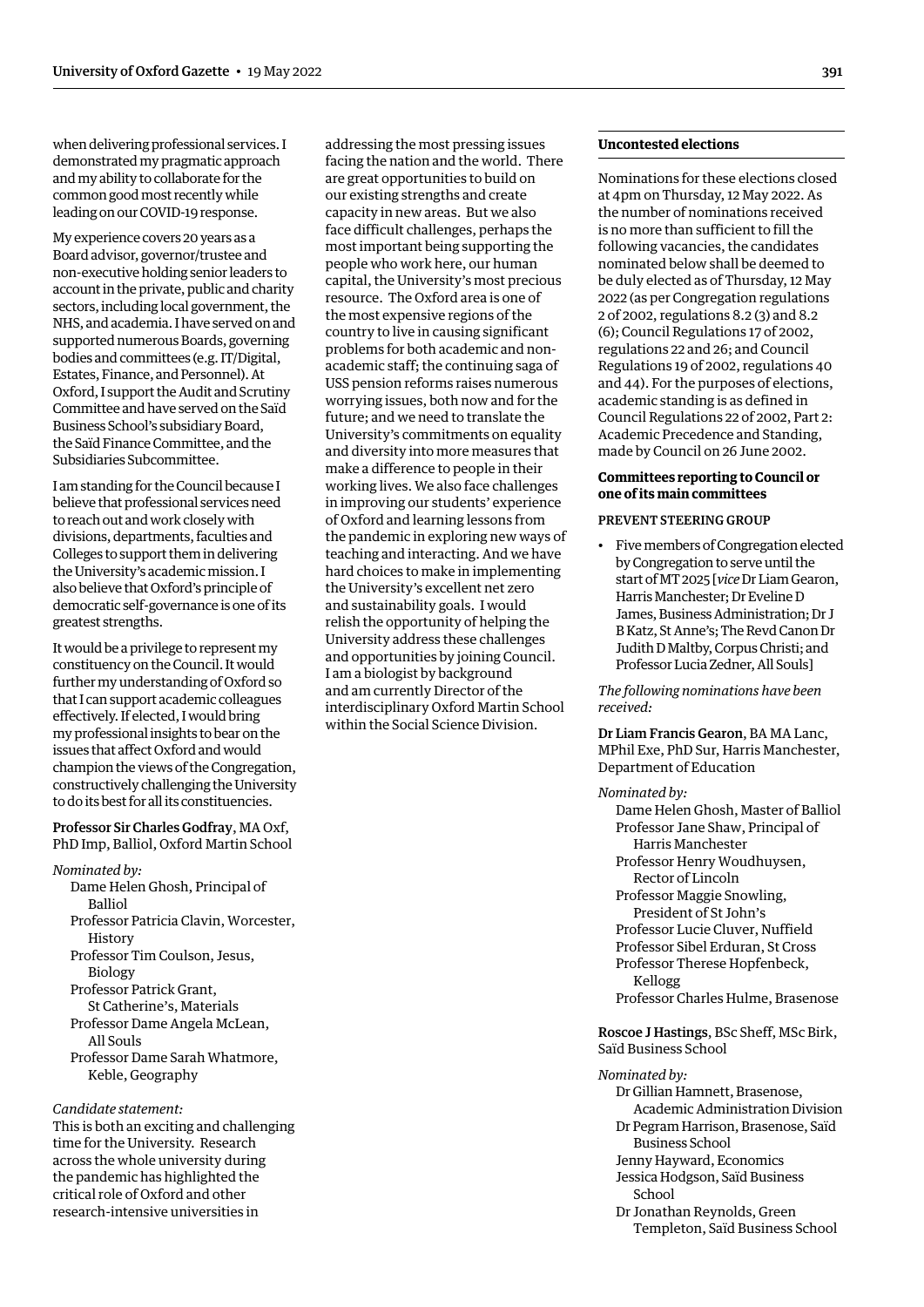when delivering professional services. I demonstrated my pragmatic approach and my ability to collaborate for the common good most recently while leading on our COVID-19 response.

My experience covers 20 years as a Board advisor, governor/trustee and non-executive holding senior leaders to account in the private, public and charity sectors, including local government, the NHS, and academia. I have served on and supported numerous Boards, governing bodies and committees (e.g. IT/Digital, Estates, Finance, and Personnel). At Oxford, I support the Audit and Scrutiny Committee and have served on the Saïd Business School's subsidiary Board, the Saïd Finance Committee, and the Subsidiaries Subcommittee.

I am standing for the Council because I believe that professional services need to reach out and work closely with divisions, departments, faculties and Colleges to support them in delivering the University's academic mission. I also believe that Oxford's principle of democratic self-governance is one of its greatest strengths.

It would be a privilege to represent my constituency on the Council. It would further my understanding of Oxford so that I can support academic colleagues effectively. If elected, I would bring my professional insights to bear on the issues that affect Oxford and would champion the views of the Congregation, constructively challenging the University to do its best for all its constituencies.

**Professor Sir Charles Godfray**, MA Oxf, PhD Imp, Balliol, Oxford Martin School

*Nominated by:*

Dame Helen Ghosh, Principal of Balliol
Professor Patricia Clavin, Worcester, History
Professor Tim Coulson, Jesus, Biology
Professor Patrick Grant, St Catherine's, Materials
Professor Dame Angela McLean, All Souls
Professor Dame Sarah Whatmore, Keble, Geography

*Candidate statement:*

This is both an exciting and challenging time for the University. Research across the whole university during the pandemic has highlighted the critical role of Oxford and other research-intensive universities in addressing the most pressing issues facing the nation and the world. There are great opportunities to build on our existing strengths and create capacity in new areas. But we also face difficult challenges, perhaps the most important being supporting the people who work here, our human capital, the University's most precious resource. The Oxford area is one of the most expensive regions of the country to live in causing significant problems for both academic and non-academic staff; the continuing saga of USS pension reforms raises numerous worrying issues, both now and for the future; and we need to translate the University's commitments on equality and diversity into more measures that make a difference to people in their working lives. We also face challenges in improving our students' experience of Oxford and learning lessons from the pandemic in exploring new ways of teaching and interacting. And we have hard choices to make in implementing the University's excellent net zero and sustainability goals. I would relish the opportunity of helping the University address these challenges and opportunities by joining Council. I am a biologist by background and am currently Director of the interdisciplinary Oxford Martin School within the Social Science Division.

## Uncontested elections

Nominations for these elections closed at 4pm on Thursday, 12 May 2022. As the number of nominations received is no more than sufficient to fill the following vacancies, the candidates nominated below shall be deemed to be duly elected as of Thursday, 12 May 2022 (as per Congregation regulations 2 of 2002, regulations 8.2 (3) and 8.2 (6); Council Regulations 17 of 2002, regulations 22 and 26; and Council Regulations 19 of 2002, regulations 40 and 44). For the purposes of elections, academic standing is as defined in Council Regulations 22 of 2002, Part 2: Academic Precedence and Standing, made by Council on 26 June 2002.

### Committees reporting to Council or one of its main committees

#### PREVENT STEERING GROUP

- Five members of Congregation elected by Congregation to serve until the start of MT 2025 [*vice* Dr Liam Gearon, Harris Manchester; Dr Eveline D James, Business Administration; Dr J B Katz, St Anne's; The Revd Canon Dr Judith D Maltby, Corpus Christi; and Professor Lucia Zedner, All Souls]

*The following nominations have been received:*

**Dr Liam Francis Gearon**, BA MA Lanc, MPhil Exe, PhD Sur, Harris Manchester, Department of Education

*Nominated by:*

Dame Helen Ghosh, Master of Balliol
Professor Jane Shaw, Principal of Harris Manchester
Professor Henry Woudhuysen, Rector of Lincoln
Professor Maggie Snowling, President of St John's
Professor Lucie Cluver, Nuffield
Professor Sibel Erduran, St Cross
Professor Therese Hopfenbeck, Kellogg
Professor Charles Hulme, Brasenose

**Roscoe J Hastings**, BSc Sheff, MSc Birk, Saïd Business School

*Nominated by:*

Dr Gillian Hamnett, Brasenose, Academic Administration Division
Dr Pegram Harrison, Brasenose, Saïd Business School
Jenny Hayward, Economics
Jessica Hodgson, Saïd Business School
Dr Jonathan Reynolds, Green Templeton, Saïd Business School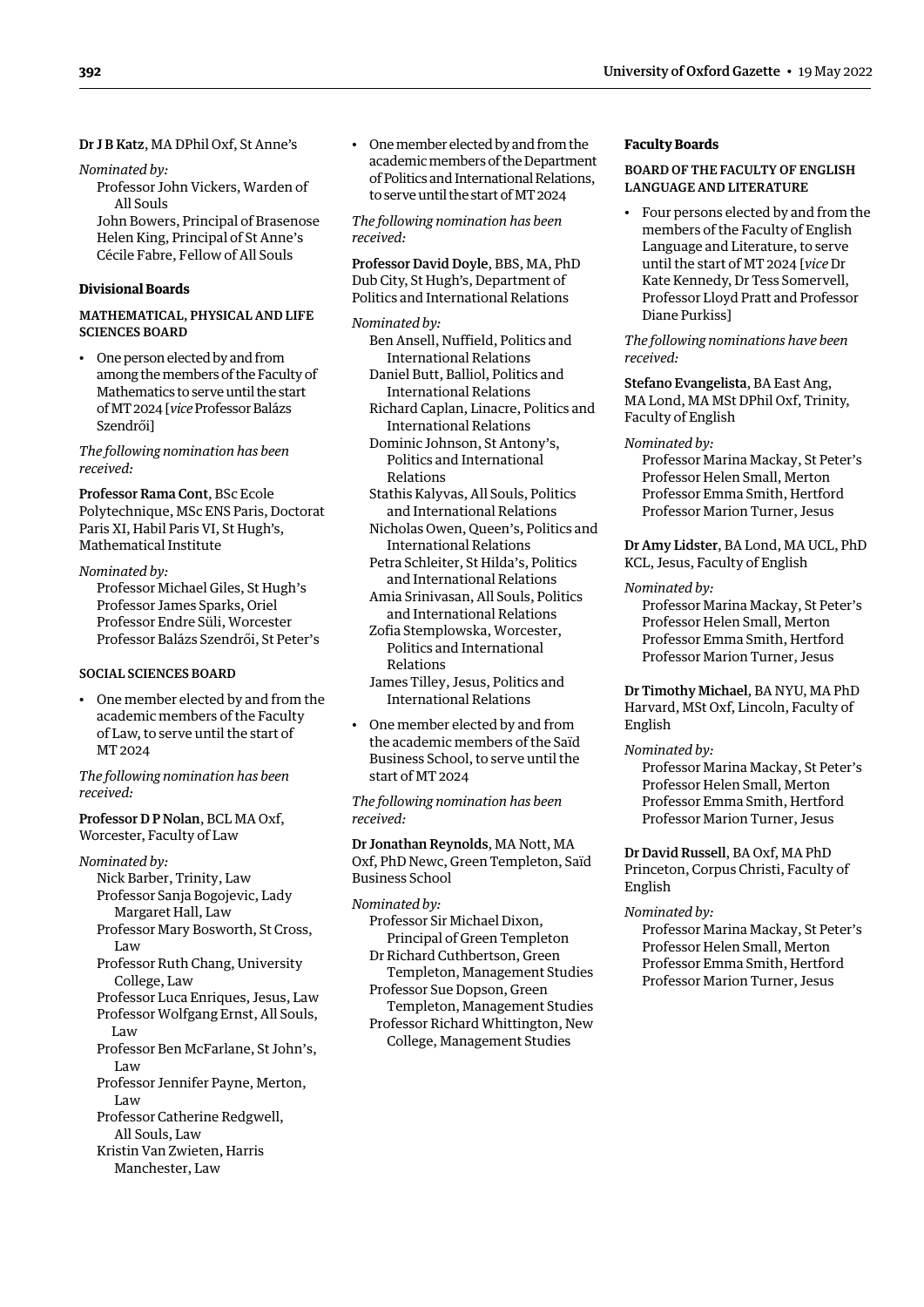**Dr J B Katz**, MA DPhil Oxf, St Anne's

*Nominated by:*

Professor John Vickers, Warden of All Souls
John Bowers, Principal of Brasenose
Helen King, Principal of St Anne's
Cécile Fabre, Fellow of All Souls

### Divisional Boards

#### MATHEMATICAL, PHYSICAL AND LIFE SCIENCES BOARD

- One person elected by and from among the members of the Faculty of Mathematics to serve until the start of MT 2024 [*vice* Professor Balázs Szendrői]

*The following nomination has been received:*

**Professor Rama Cont**, BSc Ecole Polytechnique, MSc ENS Paris, Doctorat Paris XI, Habil Paris VI, St Hugh's, Mathematical Institute

*Nominated by:*

Professor Michael Giles, St Hugh's
Professor James Sparks, Oriel
Professor Endre Süli, Worcester
Professor Balázs Szendrői, St Peter's

#### SOCIAL SCIENCES BOARD

- One member elected by and from the academic members of the Faculty of Law, to serve until the start of MT 2024

*The following nomination has been received:*

**Professor D P Nolan**, BCL MA Oxf, Worcester, Faculty of Law

*Nominated by:*

Nick Barber, Trinity, Law
Professor Sanja Bogojevic, Lady Margaret Hall, Law
Professor Mary Bosworth, St Cross, Law
Professor Ruth Chang, University College, Law
Professor Luca Enriques, Jesus, Law
Professor Wolfgang Ernst, All Souls, Law
Professor Ben McFarlane, St John's, Law
Professor Jennifer Payne, Merton, Law
Professor Catherine Redgwell, All Souls, Law
Kristin Van Zwieten, Harris Manchester, Law

- One member elected by and from the academic members of the Department of Politics and International Relations, to serve until the start of MT 2024

*The following nomination has been received:*

**Professor David Doyle**, BBS, MA, PhD Dub City, St Hugh's, Department of Politics and International Relations

*Nominated by:*

Ben Ansell, Nuffield, Politics and International Relations
Daniel Butt, Balliol, Politics and International Relations
Richard Caplan, Linacre, Politics and International Relations
Dominic Johnson, St Antony's, Politics and International Relations
Stathis Kalyvas, All Souls, Politics and International Relations
Nicholas Owen, Queen's, Politics and International Relations
Petra Schleiter, St Hilda's, Politics and International Relations
Amia Srinivasan, All Souls, Politics and International Relations
Zofia Stemplowska, Worcester, Politics and International Relations
James Tilley, Jesus, Politics and International Relations

- One member elected by and from the academic members of the Saïd Business School, to serve until the start of MT 2024

*The following nomination has been received:*

**Dr Jonathan Reynolds**, MA Nott, MA Oxf, PhD Newc, Green Templeton, Saïd Business School

*Nominated by:*

Professor Sir Michael Dixon, Principal of Green Templeton
Dr Richard Cuthbertson, Green Templeton, Management Studies
Professor Sue Dopson, Green Templeton, Management Studies
Professor Richard Whittington, New College, Management Studies

### Faculty Boards

#### BOARD OF THE FACULTY OF ENGLISH LANGUAGE AND LITERATURE

- Four persons elected by and from the members of the Faculty of English Language and Literature, to serve until the start of MT 2024 [*vice* Dr Kate Kennedy, Dr Tess Somervell, Professor Lloyd Pratt and Professor Diane Purkiss]

*The following nominations have been received:*

**Stefano Evangelista**, BA East Ang, MA Lond, MA MSt DPhil Oxf, Trinity, Faculty of English

*Nominated by:*

Professor Marina Mackay, St Peter's
Professor Helen Small, Merton
Professor Emma Smith, Hertford
Professor Marion Turner, Jesus

**Dr Amy Lidster**, BA Lond, MA UCL, PhD KCL, Jesus, Faculty of English

*Nominated by:*

Professor Marina Mackay, St Peter's
Professor Helen Small, Merton
Professor Emma Smith, Hertford
Professor Marion Turner, Jesus

**Dr Timothy Michael**, BA NYU, MA PhD Harvard, MSt Oxf, Lincoln, Faculty of English

*Nominated by:*

Professor Marina Mackay, St Peter's
Professor Helen Small, Merton
Professor Emma Smith, Hertford
Professor Marion Turner, Jesus

**Dr David Russell**, BA Oxf, MA PhD Princeton, Corpus Christi, Faculty of English

*Nominated by:*

Professor Marina Mackay, St Peter's
Professor Helen Small, Merton
Professor Emma Smith, Hertford
Professor Marion Turner, Jesus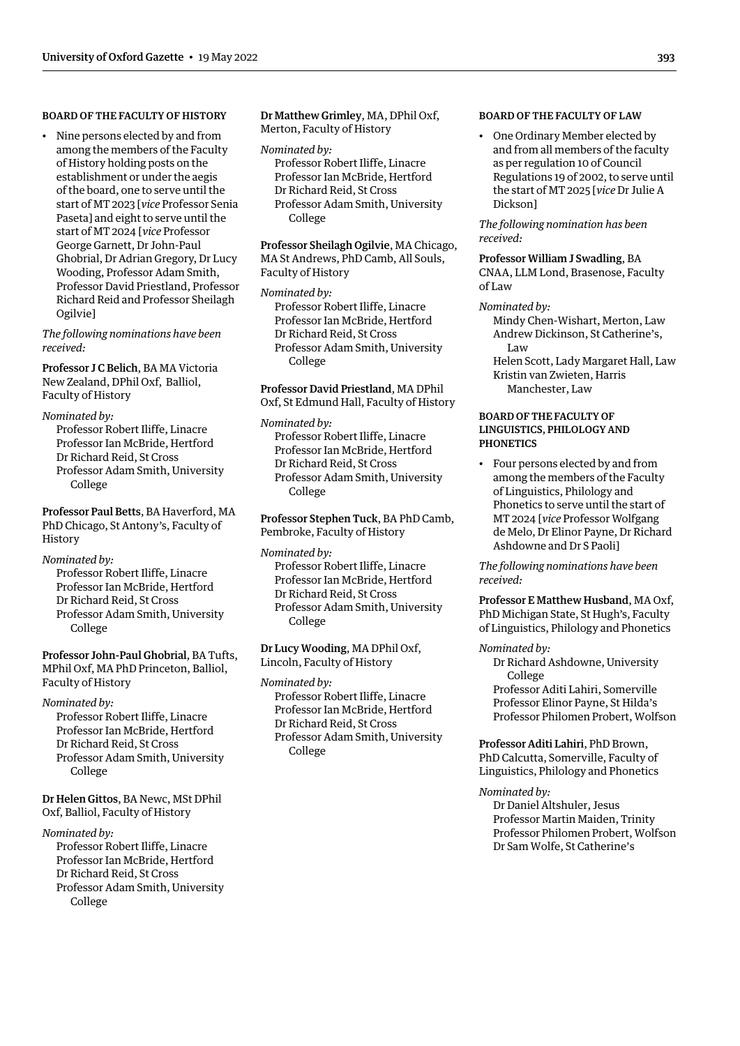#### BOARD OF THE FACULTY OF HISTORY

- Nine persons elected by and from among the members of the Faculty of History holding posts on the establishment or under the aegis of the board, one to serve until the start of MT 2023 [*vice* Professor Senia Paseta] and eight to serve until the start of MT 2024 [*vice* Professor George Garnett, Dr John-Paul Ghobrial, Dr Adrian Gregory, Dr Lucy Wooding, Professor Adam Smith, Professor David Priestland, Professor Richard Reid and Professor Sheilagh Ogilvie]

*The following nominations have been received:*

**Professor J C Belich**, BA MA Victoria New Zealand, DPhil Oxf, Balliol, Faculty of History

*Nominated by:*
Professor Robert Iliffe, Linacre
Professor Ian McBride, Hertford
Dr Richard Reid, St Cross
Professor Adam Smith, University College

**Professor Paul Betts**, BA Haverford, MA PhD Chicago, St Antony's, Faculty of History

*Nominated by:*
Professor Robert Iliffe, Linacre
Professor Ian McBride, Hertford
Dr Richard Reid, St Cross
Professor Adam Smith, University College

**Professor John-Paul Ghobrial**, BA Tufts, MPhil Oxf, MA PhD Princeton, Balliol, Faculty of History

*Nominated by:*
Professor Robert Iliffe, Linacre
Professor Ian McBride, Hertford
Dr Richard Reid, St Cross
Professor Adam Smith, University College

**Dr Helen Gittos**, BA Newc, MSt DPhil Oxf, Balliol, Faculty of History

*Nominated by:*
Professor Robert Iliffe, Linacre
Professor Ian McBride, Hertford
Dr Richard Reid, St Cross
Professor Adam Smith, University College

**Dr Matthew Grimley**, MA, DPhil Oxf, Merton, Faculty of History

*Nominated by:*
Professor Robert Iliffe, Linacre
Professor Ian McBride, Hertford
Dr Richard Reid, St Cross
Professor Adam Smith, University College

**Professor Sheilagh Ogilvie**, MA Chicago, MA St Andrews, PhD Camb, All Souls, Faculty of History

*Nominated by:*
Professor Robert Iliffe, Linacre
Professor Ian McBride, Hertford
Dr Richard Reid, St Cross
Professor Adam Smith, University College

**Professor David Priestland**, MA DPhil Oxf, St Edmund Hall, Faculty of History

*Nominated by:*
Professor Robert Iliffe, Linacre
Professor Ian McBride, Hertford
Dr Richard Reid, St Cross
Professor Adam Smith, University College

**Professor Stephen Tuck**, BA PhD Camb, Pembroke, Faculty of History

*Nominated by:*
Professor Robert Iliffe, Linacre
Professor Ian McBride, Hertford
Dr Richard Reid, St Cross
Professor Adam Smith, University College

**Dr Lucy Wooding**, MA DPhil Oxf, Lincoln, Faculty of History

*Nominated by:*
Professor Robert Iliffe, Linacre
Professor Ian McBride, Hertford
Dr Richard Reid, St Cross
Professor Adam Smith, University College

#### BOARD OF THE FACULTY OF LAW

- One Ordinary Member elected by and from all members of the faculty as per regulation 10 of Council Regulations 19 of 2002, to serve until the start of MT 2025 [*vice* Dr Julie A Dickson]

*The following nomination has been received:*

**Professor William J Swadling**, BA CNAA, LLM Lond, Brasenose, Faculty of Law

*Nominated by:*
Mindy Chen-Wishart, Merton, Law
Andrew Dickinson, St Catherine's, Law
Helen Scott, Lady Margaret Hall, Law
Kristin van Zwieten, Harris Manchester, Law

#### BOARD OF THE FACULTY OF LINGUISTICS, PHILOLOGY AND PHONETICS

- Four persons elected by and from among the members of the Faculty of Linguistics, Philology and Phonetics to serve until the start of MT 2024 [*vice* Professor Wolfgang de Melo, Dr Elinor Payne, Dr Richard Ashdowne and Dr S Paoli]

*The following nominations have been received:*

**Professor E Matthew Husband**, MA Oxf, PhD Michigan State, St Hugh's, Faculty of Linguistics, Philology and Phonetics

*Nominated by:*
Dr Richard Ashdowne, University College
Professor Aditi Lahiri, Somerville
Professor Elinor Payne, St Hilda's
Professor Philomen Probert, Wolfson

**Professor Aditi Lahiri**, PhD Brown, PhD Calcutta, Somerville, Faculty of Linguistics, Philology and Phonetics

*Nominated by:*
Dr Daniel Altshuler, Jesus
Professor Martin Maiden, Trinity
Professor Philomen Probert, Wolfson
Dr Sam Wolfe, St Catherine's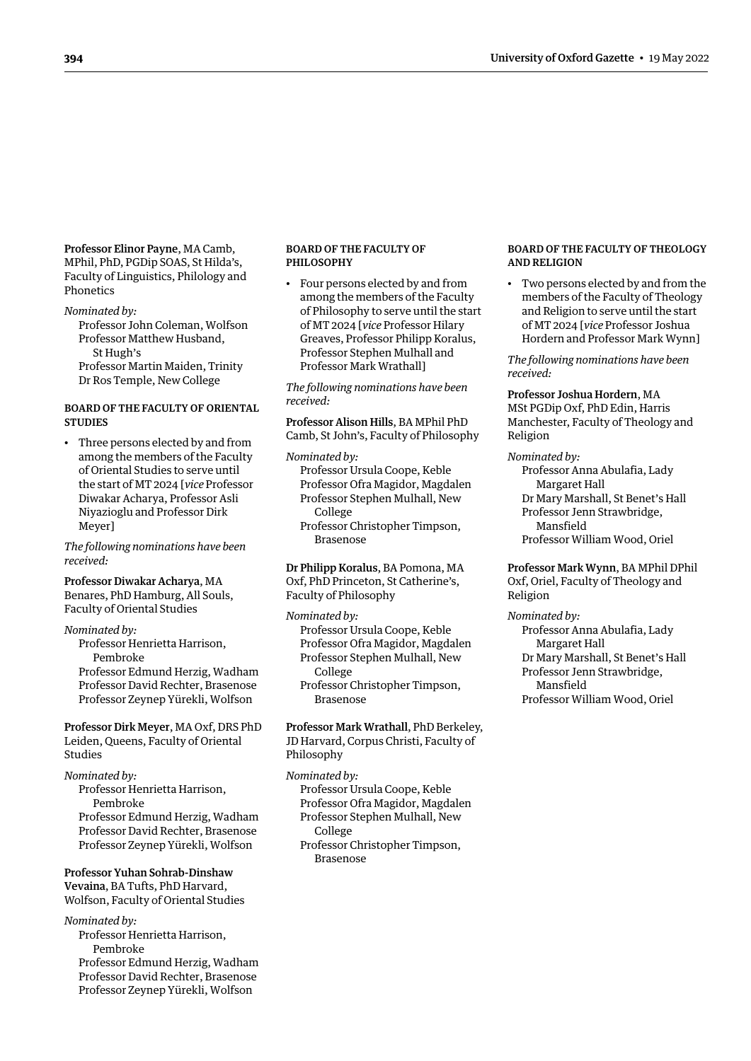**Professor Elinor Payne**, MA Camb, MPhil, PhD, PGDip SOAS, St Hilda's, Faculty of Linguistics, Philology and Phonetics

*Nominated by:*

Professor John Coleman, Wolfson
Professor Matthew Husband, St Hugh's
Professor Martin Maiden, Trinity
Dr Ros Temple, New College

### BOARD OF THE FACULTY OF ORIENTAL STUDIES

- Three persons elected by and from among the members of the Faculty of Oriental Studies to serve until the start of MT 2024 [*vice* Professor Diwakar Acharya, Professor Asli Niyazioglu and Professor Dirk Meyer]

*The following nominations have been received:*

**Professor Diwakar Acharya**, MA Benares, PhD Hamburg, All Souls, Faculty of Oriental Studies

*Nominated by:*

Professor Henrietta Harrison, Pembroke
Professor Edmund Herzig, Wadham
Professor David Rechter, Brasenose
Professor Zeynep Yürekli, Wolfson

**Professor Dirk Meyer**, MA Oxf, DRS PhD Leiden, Queens, Faculty of Oriental Studies

*Nominated by:*

Professor Henrietta Harrison, Pembroke
Professor Edmund Herzig, Wadham
Professor David Rechter, Brasenose
Professor Zeynep Yürekli, Wolfson

**Professor Yuhan Sohrab-Dinshaw Vevaina**, BA Tufts, PhD Harvard, Wolfson, Faculty of Oriental Studies

*Nominated by:*

Professor Henrietta Harrison, Pembroke
Professor Edmund Herzig, Wadham
Professor David Rechter, Brasenose
Professor Zeynep Yürekli, Wolfson

### BOARD OF THE FACULTY OF PHILOSOPHY

- Four persons elected by and from among the members of the Faculty of Philosophy to serve until the start of MT 2024 [*vice* Professor Hilary Greaves, Professor Philipp Koralus, Professor Stephen Mulhall and Professor Mark Wrathall]

*The following nominations have been received:*

**Professor Alison Hills**, BA MPhil PhD Camb, St John's, Faculty of Philosophy

*Nominated by:*

Professor Ursula Coope, Keble
Professor Ofra Magidor, Magdalen
Professor Stephen Mulhall, New College
Professor Christopher Timpson, Brasenose

**Dr Philipp Koralus**, BA Pomona, MA Oxf, PhD Princeton, St Catherine's, Faculty of Philosophy

*Nominated by:*

Professor Ursula Coope, Keble
Professor Ofra Magidor, Magdalen
Professor Stephen Mulhall, New College
Professor Christopher Timpson, Brasenose

**Professor Mark Wrathall**, PhD Berkeley, JD Harvard, Corpus Christi, Faculty of Philosophy

*Nominated by:*

Professor Ursula Coope, Keble
Professor Ofra Magidor, Magdalen
Professor Stephen Mulhall, New College
Professor Christopher Timpson, Brasenose

### BOARD OF THE FACULTY OF THEOLOGY AND RELIGION

- Two persons elected by and from the members of the Faculty of Theology and Religion to serve until the start of MT 2024 [*vice* Professor Joshua Hordern and Professor Mark Wynn]

*The following nominations have been received:*

**Professor Joshua Hordern**, MA MSt PGDip Oxf, PhD Edin, Harris Manchester, Faculty of Theology and Religion

*Nominated by:*

Professor Anna Abulafia, Lady Margaret Hall
Dr Mary Marshall, St Benet's Hall
Professor Jenn Strawbridge, Mansfield
Professor William Wood, Oriel

**Professor Mark Wynn**, BA MPhil DPhil Oxf, Oriel, Faculty of Theology and Religion

*Nominated by:*

Professor Anna Abulafia, Lady Margaret Hall
Dr Mary Marshall, St Benet's Hall
Professor Jenn Strawbridge, Mansfield
Professor William Wood, Oriel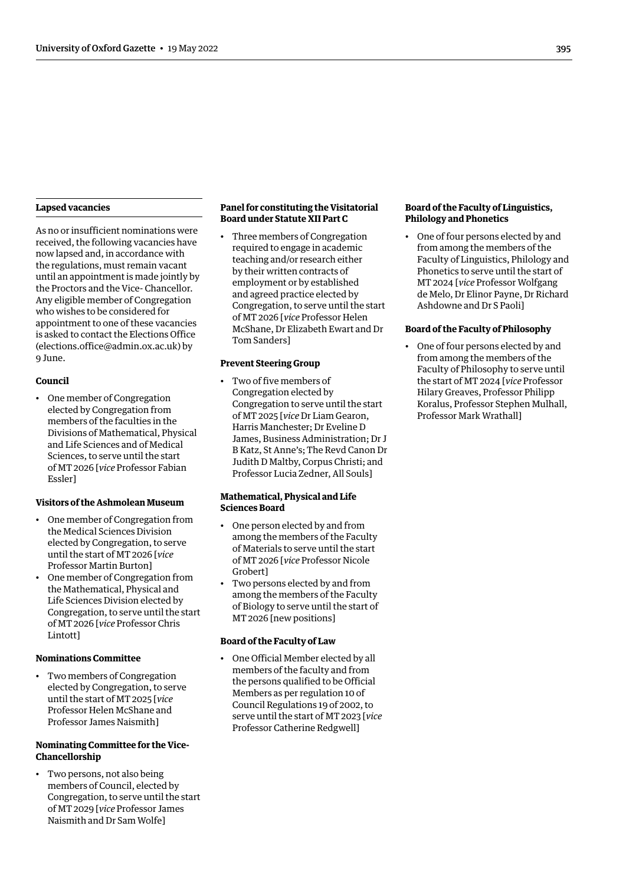### Lapsed vacancies

As no or insufficient nominations were received, the following vacancies have now lapsed and, in accordance with the regulations, must remain vacant until an appointment is made jointly by the Proctors and the Vice- Chancellor. Any eligible member of Congregation who wishes to be considered for appointment to one of these vacancies is asked to contact the Elections Office (elections.office@admin.ox.ac.uk) by 9 June.

#### Council

- One member of Congregation elected by Congregation from members of the faculties in the Divisions of Mathematical, Physical and Life Sciences and of Medical Sciences, to serve until the start of MT 2026 [*vice* Professor Fabian Essler]

#### Visitors of the Ashmolean Museum

- One member of Congregation from the Medical Sciences Division elected by Congregation, to serve until the start of MT 2026 [*vice* Professor Martin Burton]
- One member of Congregation from the Mathematical, Physical and Life Sciences Division elected by Congregation, to serve until the start of MT 2026 [*vice* Professor Chris Lintott]

#### Nominations Committee

- Two members of Congregation elected by Congregation, to serve until the start of MT 2025 [*vice* Professor Helen McShane and Professor James Naismith]

#### Nominating Committee for the Vice-Chancellorship

- Two persons, not also being members of Council, elected by Congregation, to serve until the start of MT 2029 [*vice* Professor James Naismith and Dr Sam Wolfe]

#### Panel for constituting the Visitatorial Board under Statute XII Part C

- Three members of Congregation required to engage in academic teaching and/or research either by their written contracts of employment or by established and agreed practice elected by Congregation, to serve until the start of MT 2026 [*vice* Professor Helen McShane, Dr Elizabeth Ewart and Dr Tom Sanders]

#### Prevent Steering Group

- Two of five members of Congregation elected by Congregation to serve until the start of MT 2025 [*vice* Dr Liam Gearon, Harris Manchester; Dr Eveline D James, Business Administration; Dr J B Katz, St Anne's; The Revd Canon Dr Judith D Maltby, Corpus Christi; and Professor Lucia Zedner, All Souls]

#### Mathematical, Physical and Life Sciences Board

- One person elected by and from among the members of the Faculty of Materials to serve until the start of MT 2026 [*vice* Professor Nicole Grobert]
- Two persons elected by and from among the members of the Faculty of Biology to serve until the start of MT 2026 [new positions]

#### Board of the Faculty of Law

- One Official Member elected by all members of the faculty and from the persons qualified to be Official Members as per regulation 10 of Council Regulations 19 of 2002, to serve until the start of MT 2023 [*vice* Professor Catherine Redgwell]

#### Board of the Faculty of Linguistics, Philology and Phonetics

- One of four persons elected by and from among the members of the Faculty of Linguistics, Philology and Phonetics to serve until the start of MT 2024 [*vice* Professor Wolfgang de Melo, Dr Elinor Payne, Dr Richard Ashdowne and Dr S Paoli]

#### Board of the Faculty of Philosophy

- One of four persons elected by and from among the members of the Faculty of Philosophy to serve until the start of MT 2024 [*vice* Professor Hilary Greaves, Professor Philipp Koralus, Professor Stephen Mulhall, Professor Mark Wrathall]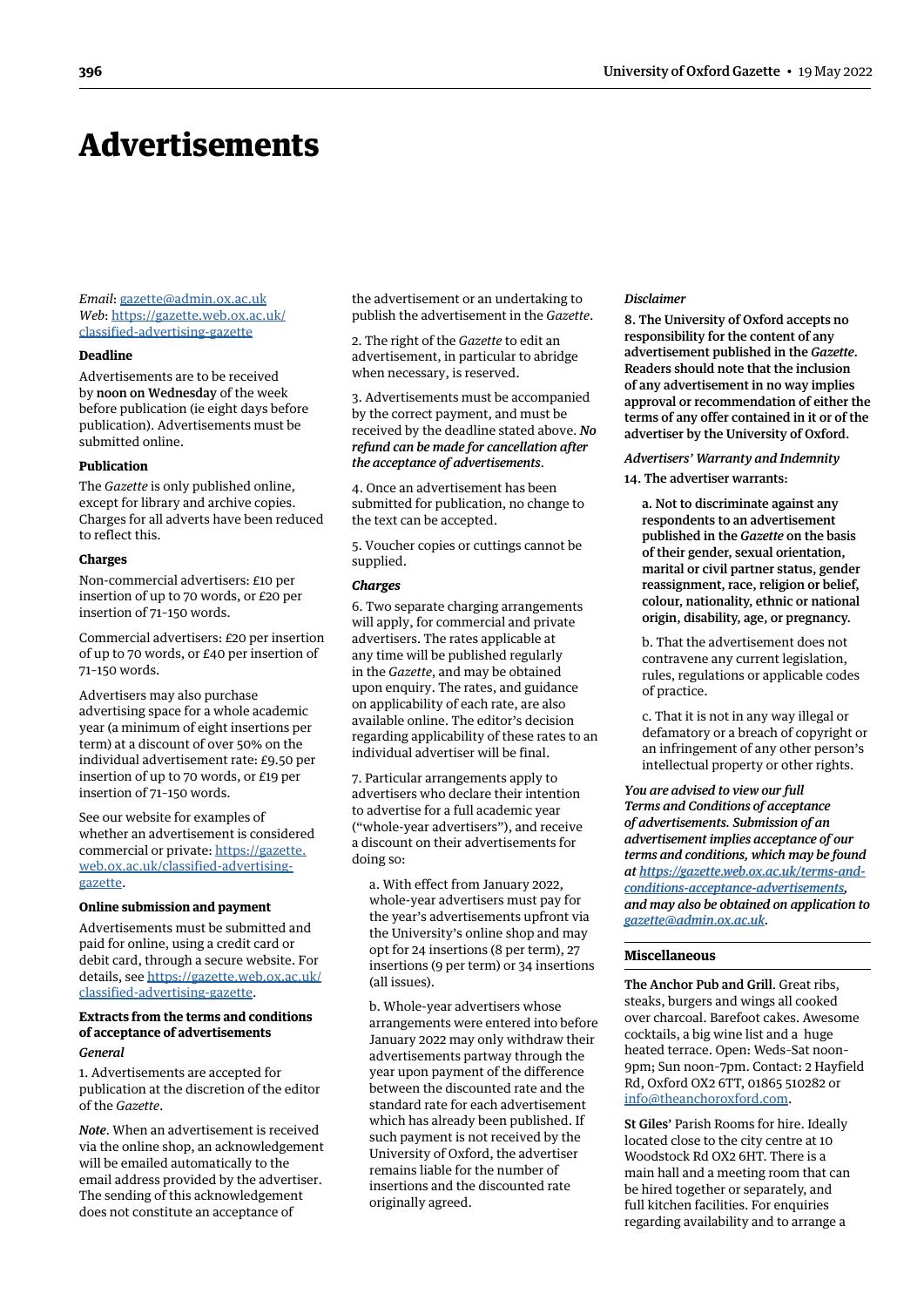# Advertisements

*Email*: gazette@admin.ox.ac.uk
*Web*: https://gazette.web.ox.ac.uk/classified-advertising-gazette

**Deadline**

Advertisements are to be received by **noon on Wednesday** of the week before publication (ie eight days before publication). Advertisements must be submitted online.

**Publication**

The *Gazette* is only published online, except for library and archive copies. Charges for all adverts have been reduced to reflect this.

**Charges**

Non-commercial advertisers: £10 per insertion of up to 70 words, or £20 per insertion of 71–150 words.

Commercial advertisers: £20 per insertion of up to 70 words, or £40 per insertion of 71–150 words.

Advertisers may also purchase advertising space for a whole academic year (a minimum of eight insertions per term) at a discount of over 50% on the individual advertisement rate: £9.50 per insertion of up to 70 words, or £19 per insertion of 71–150 words.

See our website for examples of whether an advertisement is considered commercial or private: https://gazette.web.ox.ac.uk/classified-advertising-gazette.

**Online submission and payment**

Advertisements must be submitted and paid for online, using a credit card or debit card, through a secure website. For details, see https://gazette.web.ox.ac.uk/classified-advertising-gazette.

**Extracts from the terms and conditions of acceptance of advertisements**

*General*

1. Advertisements are accepted for publication at the discretion of the editor of the *Gazette*.

*Note*. When an advertisement is received via the online shop, an acknowledgement will be emailed automatically to the email address provided by the advertiser. The sending of this acknowledgement does not constitute an acceptance of the advertisement or an undertaking to publish the advertisement in the *Gazette*.

2. The right of the *Gazette* to edit an advertisement, in particular to abridge when necessary, is reserved.

3. Advertisements must be accompanied by the correct payment, and must be received by the deadline stated above. ***No refund can be made for cancellation after the acceptance of advertisements***.

4. Once an advertisement has been submitted for publication, no change to the text can be accepted.

5. Voucher copies or cuttings cannot be supplied.

***Charges***

6. Two separate charging arrangements will apply, for commercial and private advertisers. The rates applicable at any time will be published regularly in the *Gazette*, and may be obtained upon enquiry. The rates, and guidance on applicability of each rate, are also available online. The editor's decision regarding applicability of these rates to an individual advertiser will be final.

7. Particular arrangements apply to advertisers who declare their intention to advertise for a full academic year ("whole-year advertisers"), and receive a discount on their advertisements for doing so:

a. With effect from January 2022, whole-year advertisers must pay for the year's advertisements upfront via the University's online shop and may opt for 24 insertions (8 per term), 27 insertions (9 per term) or 34 insertions (all issues).

b. Whole-year advertisers whose arrangements were entered into before January 2022 may only withdraw their advertisements partway through the year upon payment of the difference between the discounted rate and the standard rate for each advertisement which has already been published. If such payment is not received by the University of Oxford, the advertiser remains liable for the number of insertions and the discounted rate originally agreed.

*Disclaimer*

**8. The University of Oxford accepts no responsibility for the content of any advertisement published in the *Gazette*. Readers should note that the inclusion of any advertisement in no way implies approval or recommendation of either the terms of any offer contained in it or of the advertiser by the University of Oxford.**

*Advertisers' Warranty and Indemnity*

**14. The advertiser warrants:**

**a. Not to discriminate against any respondents to an advertisement published in the *Gazette* on the basis of their gender, sexual orientation, marital or civil partner status, gender reassignment, race, religion or belief, colour, nationality, ethnic or national origin, disability, age, or pregnancy.**

b. That the advertisement does not contravene any current legislation, rules, regulations or applicable codes of practice.

c. That it is not in any way illegal or defamatory or a breach of copyright or an infringement of any other person's intellectual property or other rights.

***You are advised to view our full Terms and Conditions of acceptance of advertisements. Submission of an advertisement implies acceptance of our terms and conditions, which may be found at https://gazette.web.ox.ac.uk/terms-and-conditions-acceptance-advertisements, and may also be obtained on application to gazette@admin.ox.ac.uk.***

## Miscellaneous

**The Anchor Pub and Grill**. Great ribs, steaks, burgers and wings all cooked over charcoal. Barefoot cakes. Awesome cocktails, a big wine list and a huge heated terrace. Open: Weds–Sat noon–9pm; Sun noon–7pm. Contact: 2 Hayfield Rd, Oxford OX2 6TT, 01865 510282 or info@theanchoroxford.com.

**St Giles'** Parish Rooms for hire. Ideally located close to the city centre at 10 Woodstock Rd OX2 6HT. There is a main hall and a meeting room that can be hired together or separately, and full kitchen facilities. For enquiries regarding availability and to arrange a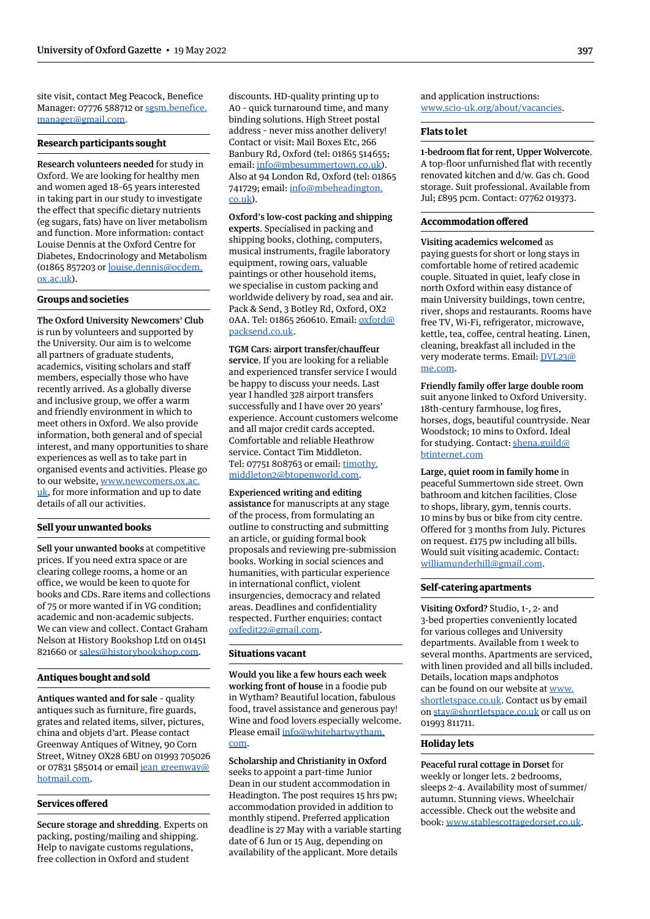site visit, contact Meg Peacock, Benefice Manager: 07776 588712 or sgsm.benefice.manager@gmail.com.

### Research participants sought

**Research volunteers needed** for study in Oxford. We are looking for healthy men and women aged 18–65 years interested in taking part in our study to investigate the effect that specific dietary nutrients (eg sugars, fats) have on liver metabolism and function. More information: contact Louise Dennis at the Oxford Centre for Diabetes, Endocrinology and Metabolism (01865 857203 or louise.dennis@ocdem.ox.ac.uk).

### Groups and societies

**The Oxford University Newcomers' Club** is run by volunteers and supported by the University. Our aim is to welcome all partners of graduate students, academics, visiting scholars and staff members, especially those who have recently arrived. As a globally diverse and inclusive group, we offer a warm and friendly environment in which to meet others in Oxford. We also provide information, both general and of special interest, and many opportunities to share experiences as well as to take part in organised events and activities. Please go to our website, www.newcomers.ox.ac.uk, for more information and up to date details of all our activities.

### Sell your unwanted books

**Sell your unwanted books** at competitive prices. If you need extra space or are clearing college rooms, a home or an office, we would be keen to quote for books and CDs. Rare items and collections of 75 or more wanted if in VG condition; academic and non-academic subjects. We can view and collect. Contact Graham Nelson at History Bookshop Ltd on 01451 821660 or sales@historybookshop.com.

### Antiques bought and sold

**Antiques wanted and for sale** – quality antiques such as furniture, fire guards, grates and related items, silver, pictures, china and objets d'art. Please contact Greenway Antiques of Witney, 90 Corn Street, Witney OX28 6BU on 01993 705026 or 07831 585014 or email jean_greenway@hotmail.com.

### Services offered

**Secure storage and shredding**. Experts on packing, posting/mailing and shipping. Help to navigate customs regulations, free collection in Oxford and student discounts. HD-quality printing up to A0 – quick turnaround time, and many binding solutions. High Street postal address – never miss another delivery! Contact or visit: Mail Boxes Etc, 266 Banbury Rd, Oxford (tel: 01865 514655; email: info@mbesummertown.co.uk). Also at 94 London Rd, Oxford (tel: 01865 741729; email: info@mbeheadington.co.uk).

**Oxford's low-cost packing and shipping experts**. Specialised in packing and shipping books, clothing, computers, musical instruments, fragile laboratory equipment, rowing oars, valuable paintings or other household items, we specialise in custom packing and worldwide delivery by road, sea and air. Pack & Send, 3 Botley Rd, Oxford, OX2 0AA. Tel: 01865 260610. Email: oxford@packsend.co.uk.

**TGM Cars: airport transfer/chauffeur service**. If you are looking for a reliable and experienced transfer service I would be happy to discuss your needs. Last year I handled 328 airport transfers successfully and I have over 20 years' experience. Account customers welcome and all major credit cards accepted. Comfortable and reliable Heathrow service. Contact Tim Middleton. Tel: 07751 808763 or email: timothy.middleton2@btopenworld.com.

**Experienced writing and editing assistance** for manuscripts at any stage of the process, from formulating an outline to constructing and submitting an article, or guiding formal book proposals and reviewing pre-submission books. Working in social sciences and humanities, with particular experience in international conflict, violent insurgencies, democracy and related areas. Deadlines and confidentiality respected. Further enquiries: contact oxfedit22@gmail.com.

### Situations vacant

**Would you like a few hours each week working front of house** in a foodie pub in Wytham? Beautiful location, fabulous food, travel assistance and generous pay! Wine and food lovers especially welcome. Please email info@whitehartwytham.com.

**Scholarship and Christianity in Oxford** seeks to appoint a part-time Junior Dean in our student accommodation in Headington. The post requires 15 hrs pw; accommodation provided in addition to monthly stipend. Preferred application deadline is 27 May with a variable starting date of 6 Jun or 15 Aug, depending on availability of the applicant. More details and application instructions: www.scio-uk.org/about/vacancies.

### Flats to let

**1-bedroom flat for rent, Upper Wolvercote**. A top-floor unfurnished flat with recently renovated kitchen and d/w. Gas ch. Good storage. Suit professional. Available from Jul; £895 pcm. Contact: 07762 019373.

### Accommodation offered

**Visiting academics welcomed** as paying guests for short or long stays in comfortable home of retired academic couple. Situated in quiet, leafy close in north Oxford within easy distance of main University buildings, town centre, river, shops and restaurants. Rooms have free TV, Wi-Fi, refrigerator, microwave, kettle, tea, coffee, central heating. Linen, cleaning, breakfast all included in the very moderate terms. Email: DVL23@me.com.

**Friendly family offer large double room** suit anyone linked to Oxford University. 18th-century farmhouse, log fires, horses, dogs, beautiful countryside. Near Woodstock; 10 mins to Oxford. Ideal for studying. Contact: shena.guild@btinternet.com

**Large, quiet room in family home** in peaceful Summertown side street. Own bathroom and kitchen facilities. Close to shops, library, gym, tennis courts. 10 mins by bus or bike from city centre. Offered for 3 months from July. Pictures on request. £175 pw including all bills. Would suit visiting academic. Contact: williamunderhill@gmail.com.

### Self-catering apartments

**Visiting Oxford?** Studio, 1-, 2- and 3-bed properties conveniently located for various colleges and University departments. Available from 1 week to several months. Apartments are serviced, with linen provided and all bills included. Details, location maps andphotos can be found on our website at www.shortletspace.co.uk. Contact us by email on stay@shortletspace.co.uk or call us on 01993 811711.

### Holiday lets

**Peaceful rural cottage in Dorset** for weekly or longer lets. 2 bedrooms, sleeps 2–4. Availability most of summer/autumn. Stunning views. Wheelchair accessible. Check out the website and book: www.stablescottagedorset.co.uk.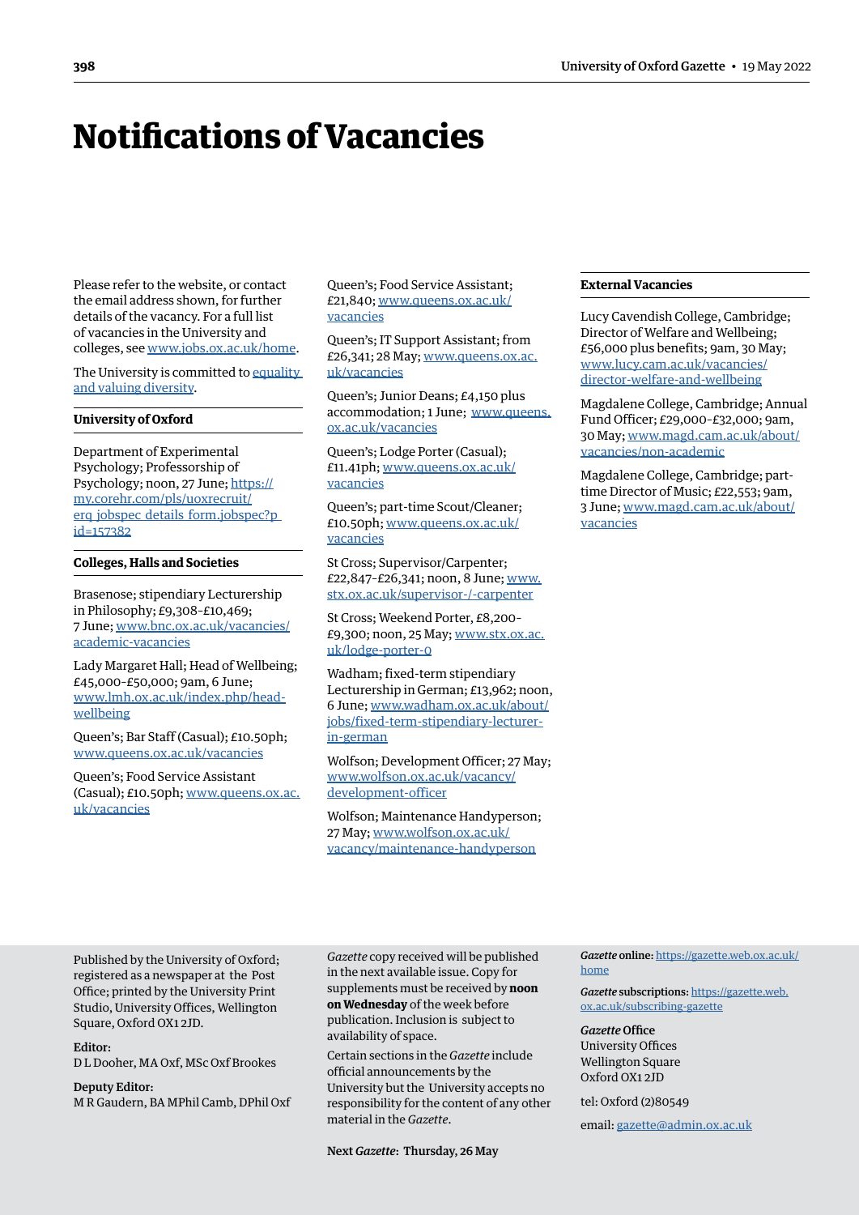# Notifications of Vacancies

Please refer to the website, or contact the email address shown, for further details of the vacancy. For a full list of vacancies in the University and colleges, see www.jobs.ox.ac.uk/home.

The University is committed to equality and valuing diversity.

## University of Oxford

Department of Experimental Psychology; Professorship of Psychology; noon, 27 June; https://my.corehr.com/pls/uoxrecruit/erq_jobspec_details_form.jobspec?p_id=157382

## Colleges, Halls and Societies

Brasenose; stipendiary Lecturership in Philosophy; £9,308–£10,469; 7 June; www.bnc.ox.ac.uk/vacancies/academic-vacancies

Lady Margaret Hall; Head of Wellbeing; £45,000–£50,000; 9am, 6 June; www.lmh.ox.ac.uk/index.php/head-wellbeing

Queen's; Bar Staff (Casual); £10.50ph; www.queens.ox.ac.uk/vacancies

Queen's; Food Service Assistant (Casual); £10.50ph; www.queens.ox.ac.uk/vacancies

Queen's; Food Service Assistant; £21,840; www.queens.ox.ac.uk/vacancies

Queen's; IT Support Assistant; from £26,341; 28 May; www.queens.ox.ac.uk/vacancies

Queen's; Junior Deans; £4,150 plus accommodation; 1 June; www.queens.ox.ac.uk/vacancies

Queen's; Lodge Porter (Casual); £11.41ph; www.queens.ox.ac.uk/vacancies

Queen's; part-time Scout/Cleaner; £10.50ph; www.queens.ox.ac.uk/vacancies

St Cross; Supervisor/Carpenter; £22,847–£26,341; noon, 8 June; www.stx.ox.ac.uk/supervisor-/-carpenter

St Cross; Weekend Porter, £8,200–£9,300; noon, 25 May; www.stx.ox.ac.uk/lodge-porter-0

Wadham; fixed-term stipendiary Lecturership in German; £13,962; noon, 6 June; www.wadham.ox.ac.uk/about/jobs/fixed-term-stipendiary-lecturer-in-german

Wolfson; Development Officer; 27 May; www.wolfson.ox.ac.uk/vacancy/development-officer

Wolfson; Maintenance Handyperson; 27 May; www.wolfson.ox.ac.uk/vacancy/maintenance-handyperson

## External Vacancies

Lucy Cavendish College, Cambridge; Director of Welfare and Wellbeing; £56,000 plus benefits; 9am, 30 May; www.lucy.cam.ac.uk/vacancies/director-welfare-and-wellbeing

Magdalene College, Cambridge; Annual Fund Officer; £29,000–£32,000; 9am, 30 May; www.magd.cam.ac.uk/about/vacancies/non-academic

Magdalene College, Cambridge; part-time Director of Music; £22,553; 9am, 3 June; www.magd.cam.ac.uk/about/vacancies

---

Published by the University of Oxford; registered as a newspaper at the Post Office; printed by the University Print Studio, University Offices, Wellington Square, Oxford OX1 2JD.

**Editor:**
D L Dooher, MA Oxf, MSc Oxf Brookes

**Deputy Editor:**
M R Gaudern, BA MPhil Camb, DPhil Oxf

*Gazette* copy received will be published in the next available issue. Copy for supplements must be received by **noon on Wednesday** of the week before publication. Inclusion is subject to availability of space.

Certain sections in the *Gazette* include official announcements by the University but the University accepts no responsibility for the content of any other material in the *Gazette*.

**Next *Gazette*: Thursday, 26 May**

***Gazette* online:** https://gazette.web.ox.ac.uk/home

***Gazette* subscriptions:** https://gazette.web.ox.ac.uk/subscribing-gazette

***Gazette* Office**
University Offices
Wellington Square
Oxford OX1 2JD

tel: Oxford (2)80549

email: gazette@admin.ox.ac.uk